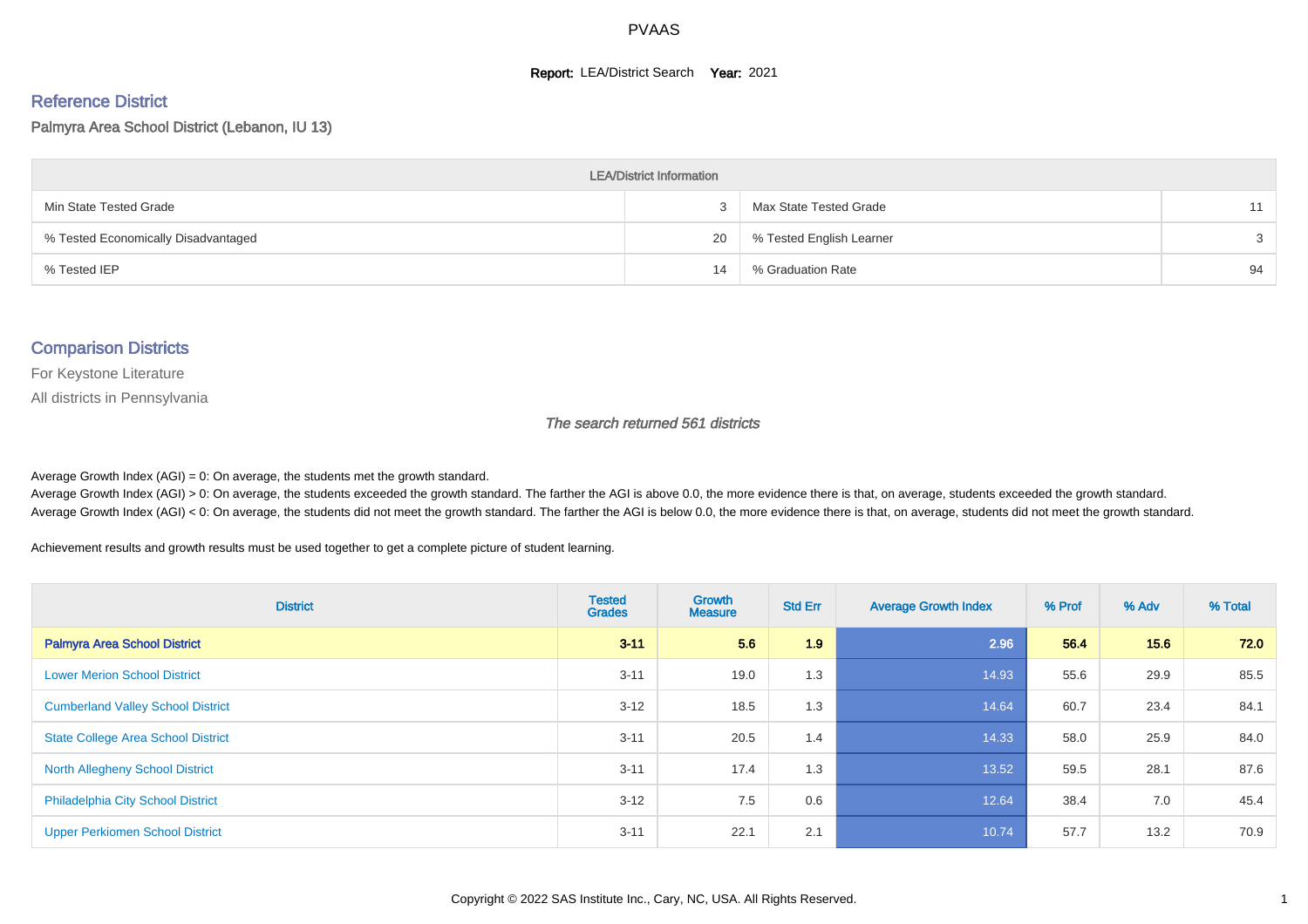# PVAAS

**Report:** LEA/District Search **Year:** 2021

## Reference District

Palmyra Area School District (Lebanon, IU 13)

| LEA/District Information | | | |
|---|---|---|---|
| Min State Tested Grade | 3 | Max State Tested Grade | 11 |
| % Tested Economically Disadvantaged | 20 | % Tested English Learner | 3 |
| % Tested IEP | 14 | % Graduation Rate | 94 |

## Comparison Districts

For Keystone Literature

All districts in Pennsylvania

*The search returned 561 districts*

Average Growth Index (AGI) = 0: On average, the students met the growth standard.
Average Growth Index (AGI) > 0: On average, the students exceeded the growth standard. The farther the AGI is above 0.0, the more evidence there is that, on average, students exceeded the growth standard.
Average Growth Index (AGI) < 0: On average, the students did not meet the growth standard. The farther the AGI is below 0.0, the more evidence there is that, on average, students did not meet the growth standard.

Achievement results and growth results must be used together to get a complete picture of student learning.

| District | Tested Grades | Growth Measure | Std Err | Average Growth Index | % Prof | % Adv | % Total |
|---|---|---|---|---|---|---|---|
| **Palmyra Area School District** | **3-11** | **5.6** | **1.9** | **2.96** | **56.4** | **15.6** | **72.0** |
| Lower Merion School District | 3-11 | 19.0 | 1.3 | 14.93 | 55.6 | 29.9 | 85.5 |
| Cumberland Valley School District | 3-12 | 18.5 | 1.3 | 14.64 | 60.7 | 23.4 | 84.1 |
| State College Area School District | 3-11 | 20.5 | 1.4 | 14.33 | 58.0 | 25.9 | 84.0 |
| North Allegheny School District | 3-11 | 17.4 | 1.3 | 13.52 | 59.5 | 28.1 | 87.6 |
| Philadelphia City School District | 3-12 | 7.5 | 0.6 | 12.64 | 38.4 | 7.0 | 45.4 |
| Upper Perkiomen School District | 3-11 | 22.1 | 2.1 | 10.74 | 57.7 | 13.2 | 70.9 |

Copyright © 2022 SAS Institute Inc., Cary, NC, USA. All Rights Reserved.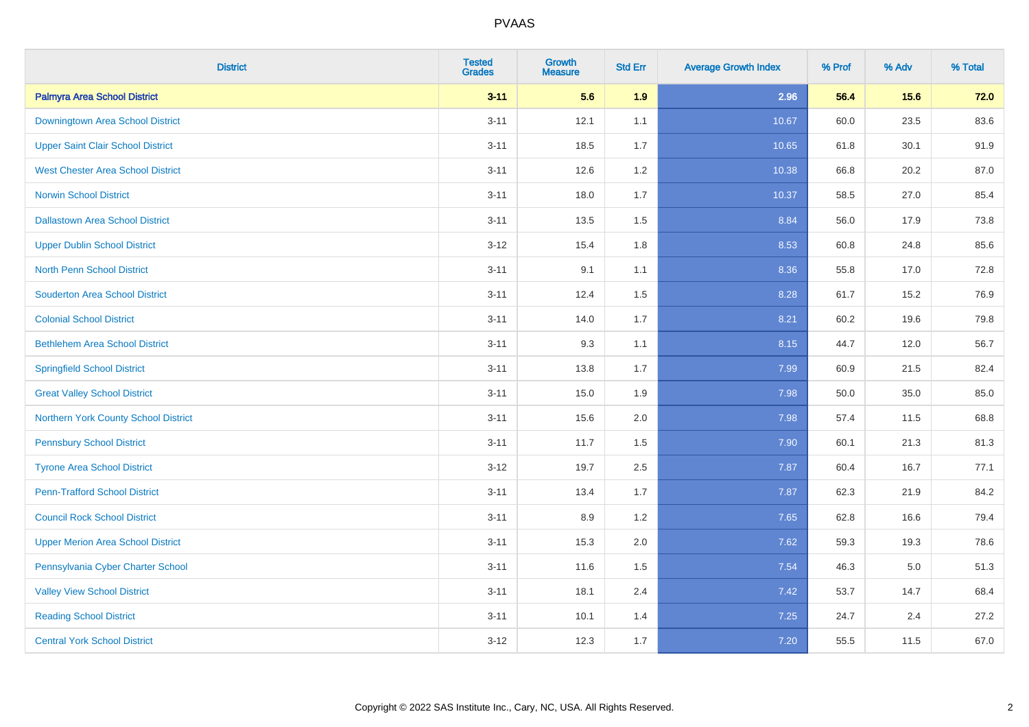| District | Tested Grades | Growth Measure | Std Err | Average Growth Index | % Prof | % Adv | % Total |
|---|---|---|---|---|---|---|---|
| **Palmyra Area School District** | **3-11** | **5.6** | **1.9** | **2.96** | **56.4** | **15.6** | **72.0** |
| Downingtown Area School District | 3-11 | 12.1 | 1.1 | 10.67 | 60.0 | 23.5 | 83.6 |
| Upper Saint Clair School District | 3-11 | 18.5 | 1.7 | 10.65 | 61.8 | 30.1 | 91.9 |
| West Chester Area School District | 3-11 | 12.6 | 1.2 | 10.38 | 66.8 | 20.2 | 87.0 |
| Norwin School District | 3-11 | 18.0 | 1.7 | 10.37 | 58.5 | 27.0 | 85.4 |
| Dallastown Area School District | 3-11 | 13.5 | 1.5 | 8.84 | 56.0 | 17.9 | 73.8 |
| Upper Dublin School District | 3-12 | 15.4 | 1.8 | 8.53 | 60.8 | 24.8 | 85.6 |
| North Penn School District | 3-11 | 9.1 | 1.1 | 8.36 | 55.8 | 17.0 | 72.8 |
| Souderton Area School District | 3-11 | 12.4 | 1.5 | 8.28 | 61.7 | 15.2 | 76.9 |
| Colonial School District | 3-11 | 14.0 | 1.7 | 8.21 | 60.2 | 19.6 | 79.8 |
| Bethlehem Area School District | 3-11 | 9.3 | 1.1 | 8.15 | 44.7 | 12.0 | 56.7 |
| Springfield School District | 3-11 | 13.8 | 1.7 | 7.99 | 60.9 | 21.5 | 82.4 |
| Great Valley School District | 3-11 | 15.0 | 1.9 | 7.98 | 50.0 | 35.0 | 85.0 |
| Northern York County School District | 3-11 | 15.6 | 2.0 | 7.98 | 57.4 | 11.5 | 68.8 |
| Pennsbury School District | 3-11 | 11.7 | 1.5 | 7.90 | 60.1 | 21.3 | 81.3 |
| Tyrone Area School District | 3-12 | 19.7 | 2.5 | 7.87 | 60.4 | 16.7 | 77.1 |
| Penn-Trafford School District | 3-11 | 13.4 | 1.7 | 7.87 | 62.3 | 21.9 | 84.2 |
| Council Rock School District | 3-11 | 8.9 | 1.2 | 7.65 | 62.8 | 16.6 | 79.4 |
| Upper Merion Area School District | 3-11 | 15.3 | 2.0 | 7.62 | 59.3 | 19.3 | 78.6 |
| Pennsylvania Cyber Charter School | 3-11 | 11.6 | 1.5 | 7.54 | 46.3 | 5.0 | 51.3 |
| Valley View School District | 3-11 | 18.1 | 2.4 | 7.42 | 53.7 | 14.7 | 68.4 |
| Reading School District | 3-11 | 10.1 | 1.4 | 7.25 | 24.7 | 2.4 | 27.2 |
| Central York School District | 3-12 | 12.3 | 1.7 | 7.20 | 55.5 | 11.5 | 67.0 |

Copyright © 2022 SAS Institute Inc., Cary, NC, USA. All Rights Reserved.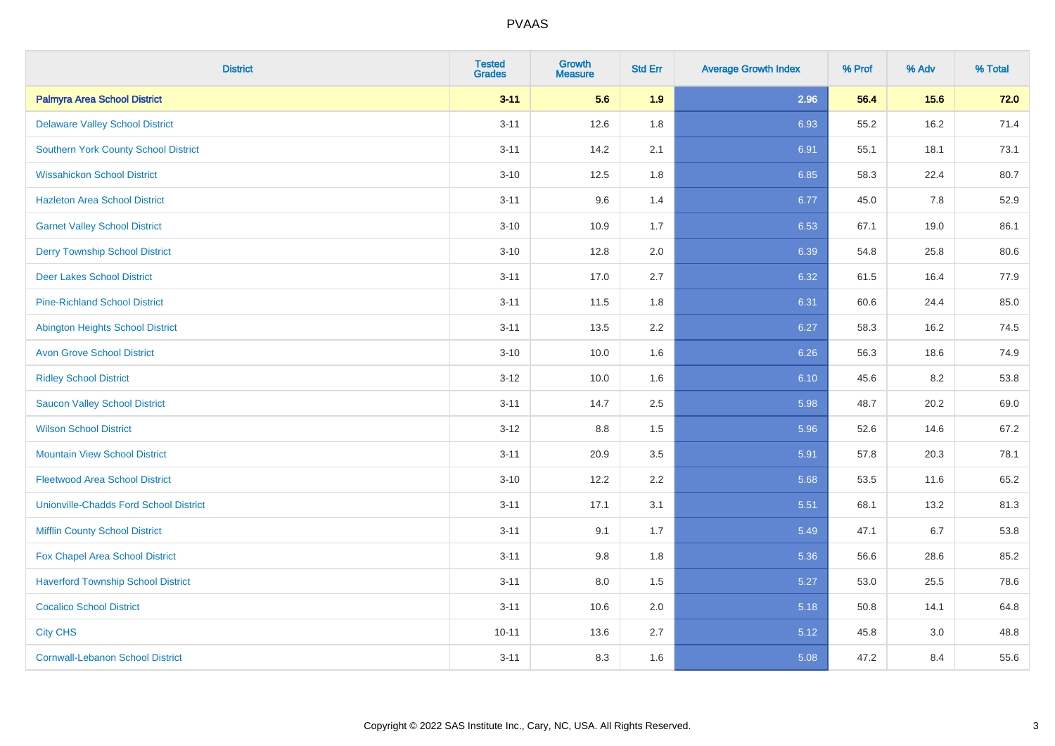# PVAAS

| District | Tested Grades | Growth Measure | Std Err | Average Growth Index | % Prof | % Adv | % Total |
|---|---|---|---|---|---|---|---|
| **Palmyra Area School District** | **3-11** | **5.6** | **1.9** | **2.96** | **56.4** | **15.6** | **72.0** |
| Delaware Valley School District | 3-11 | 12.6 | 1.8 | 6.93 | 55.2 | 16.2 | 71.4 |
| Southern York County School District | 3-11 | 14.2 | 2.1 | 6.91 | 55.1 | 18.1 | 73.1 |
| Wissahickon School District | 3-10 | 12.5 | 1.8 | 6.85 | 58.3 | 22.4 | 80.7 |
| Hazleton Area School District | 3-11 | 9.6 | 1.4 | 6.77 | 45.0 | 7.8 | 52.9 |
| Garnet Valley School District | 3-10 | 10.9 | 1.7 | 6.53 | 67.1 | 19.0 | 86.1 |
| Derry Township School District | 3-10 | 12.8 | 2.0 | 6.39 | 54.8 | 25.8 | 80.6 |
| Deer Lakes School District | 3-11 | 17.0 | 2.7 | 6.32 | 61.5 | 16.4 | 77.9 |
| Pine-Richland School District | 3-11 | 11.5 | 1.8 | 6.31 | 60.6 | 24.4 | 85.0 |
| Abington Heights School District | 3-11 | 13.5 | 2.2 | 6.27 | 58.3 | 16.2 | 74.5 |
| Avon Grove School District | 3-10 | 10.0 | 1.6 | 6.26 | 56.3 | 18.6 | 74.9 |
| Ridley School District | 3-12 | 10.0 | 1.6 | 6.10 | 45.6 | 8.2 | 53.8 |
| Saucon Valley School District | 3-11 | 14.7 | 2.5 | 5.98 | 48.7 | 20.2 | 69.0 |
| Wilson School District | 3-12 | 8.8 | 1.5 | 5.96 | 52.6 | 14.6 | 67.2 |
| Mountain View School District | 3-11 | 20.9 | 3.5 | 5.91 | 57.8 | 20.3 | 78.1 |
| Fleetwood Area School District | 3-10 | 12.2 | 2.2 | 5.68 | 53.5 | 11.6 | 65.2 |
| Unionville-Chadds Ford School District | 3-11 | 17.1 | 3.1 | 5.51 | 68.1 | 13.2 | 81.3 |
| Mifflin County School District | 3-11 | 9.1 | 1.7 | 5.49 | 47.1 | 6.7 | 53.8 |
| Fox Chapel Area School District | 3-11 | 9.8 | 1.8 | 5.36 | 56.6 | 28.6 | 85.2 |
| Haverford Township School District | 3-11 | 8.0 | 1.5 | 5.27 | 53.0 | 25.5 | 78.6 |
| Cocalico School District | 3-11 | 10.6 | 2.0 | 5.18 | 50.8 | 14.1 | 64.8 |
| City CHS | 10-11 | 13.6 | 2.7 | 5.12 | 45.8 | 3.0 | 48.8 |
| Cornwall-Lebanon School District | 3-11 | 8.3 | 1.6 | 5.08 | 47.2 | 8.4 | 55.6 |

Copyright © 2022 SAS Institute Inc., Cary, NC, USA. All Rights Reserved.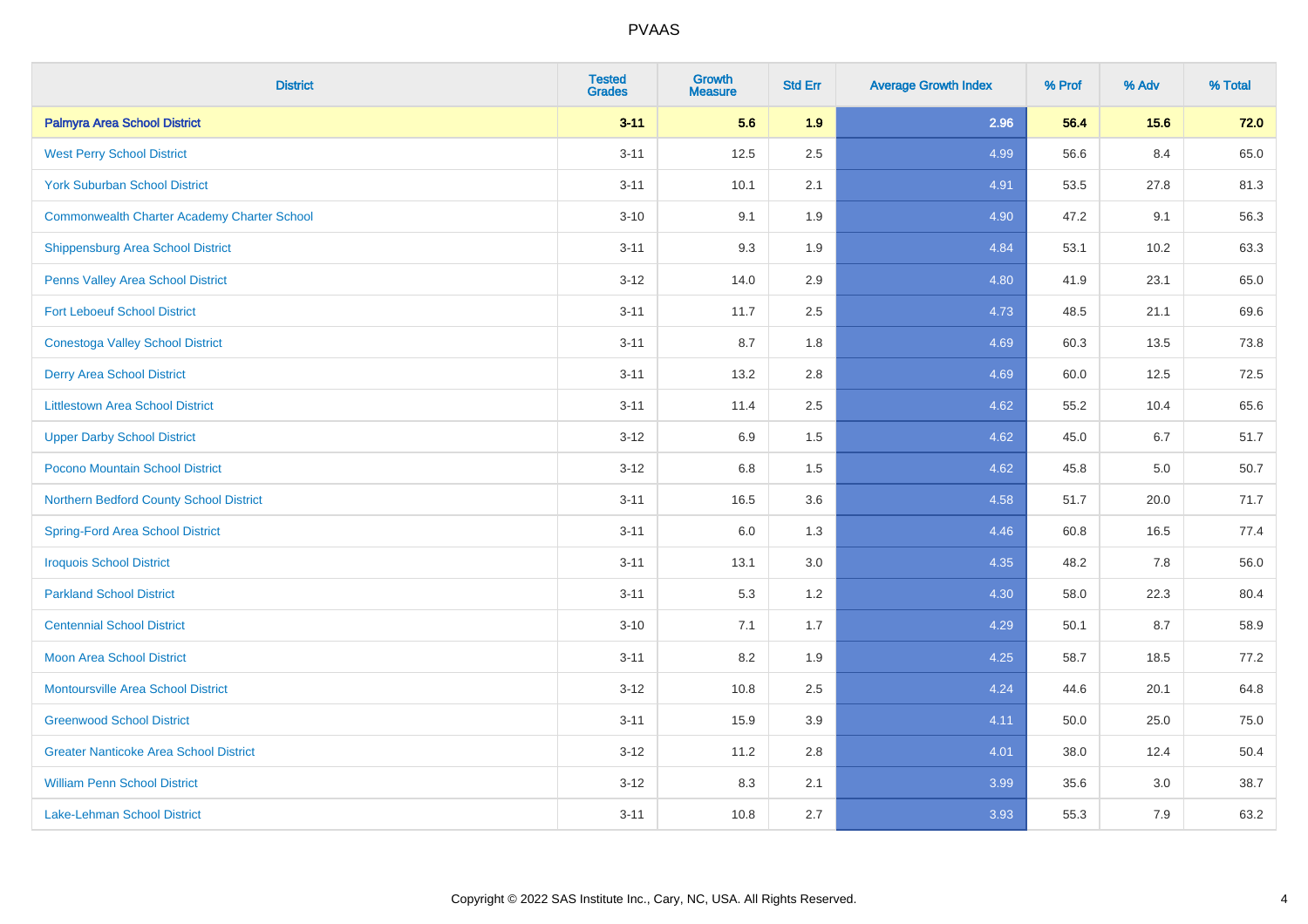# PVAAS

| District | Tested Grades | Growth Measure | Std Err | Average Growth Index | % Prof | % Adv | % Total |
|---|---|---|---|---|---|---|---|
| **Palmyra Area School District** | **3-11** | **5.6** | **1.9** | **2.96** | **56.4** | **15.6** | **72.0** |
| West Perry School District | 3-11 | 12.5 | 2.5 | 4.99 | 56.6 | 8.4 | 65.0 |
| York Suburban School District | 3-11 | 10.1 | 2.1 | 4.91 | 53.5 | 27.8 | 81.3 |
| Commonwealth Charter Academy Charter School | 3-10 | 9.1 | 1.9 | 4.90 | 47.2 | 9.1 | 56.3 |
| Shippensburg Area School District | 3-11 | 9.3 | 1.9 | 4.84 | 53.1 | 10.2 | 63.3 |
| Penns Valley Area School District | 3-12 | 14.0 | 2.9 | 4.80 | 41.9 | 23.1 | 65.0 |
| Fort Leboeuf School District | 3-11 | 11.7 | 2.5 | 4.73 | 48.5 | 21.1 | 69.6 |
| Conestoga Valley School District | 3-11 | 8.7 | 1.8 | 4.69 | 60.3 | 13.5 | 73.8 |
| Derry Area School District | 3-11 | 13.2 | 2.8 | 4.69 | 60.0 | 12.5 | 72.5 |
| Littlestown Area School District | 3-11 | 11.4 | 2.5 | 4.62 | 55.2 | 10.4 | 65.6 |
| Upper Darby School District | 3-12 | 6.9 | 1.5 | 4.62 | 45.0 | 6.7 | 51.7 |
| Pocono Mountain School District | 3-12 | 6.8 | 1.5 | 4.62 | 45.8 | 5.0 | 50.7 |
| Northern Bedford County School District | 3-11 | 16.5 | 3.6 | 4.58 | 51.7 | 20.0 | 71.7 |
| Spring-Ford Area School District | 3-11 | 6.0 | 1.3 | 4.46 | 60.8 | 16.5 | 77.4 |
| Iroquois School District | 3-11 | 13.1 | 3.0 | 4.35 | 48.2 | 7.8 | 56.0 |
| Parkland School District | 3-11 | 5.3 | 1.2 | 4.30 | 58.0 | 22.3 | 80.4 |
| Centennial School District | 3-10 | 7.1 | 1.7 | 4.29 | 50.1 | 8.7 | 58.9 |
| Moon Area School District | 3-11 | 8.2 | 1.9 | 4.25 | 58.7 | 18.5 | 77.2 |
| Montoursville Area School District | 3-12 | 10.8 | 2.5 | 4.24 | 44.6 | 20.1 | 64.8 |
| Greenwood School District | 3-11 | 15.9 | 3.9 | 4.11 | 50.0 | 25.0 | 75.0 |
| Greater Nanticoke Area School District | 3-12 | 11.2 | 2.8 | 4.01 | 38.0 | 12.4 | 50.4 |
| William Penn School District | 3-12 | 8.3 | 2.1 | 3.99 | 35.6 | 3.0 | 38.7 |
| Lake-Lehman School District | 3-11 | 10.8 | 2.7 | 3.93 | 55.3 | 7.9 | 63.2 |

Copyright © 2022 SAS Institute Inc., Cary, NC, USA. All Rights Reserved.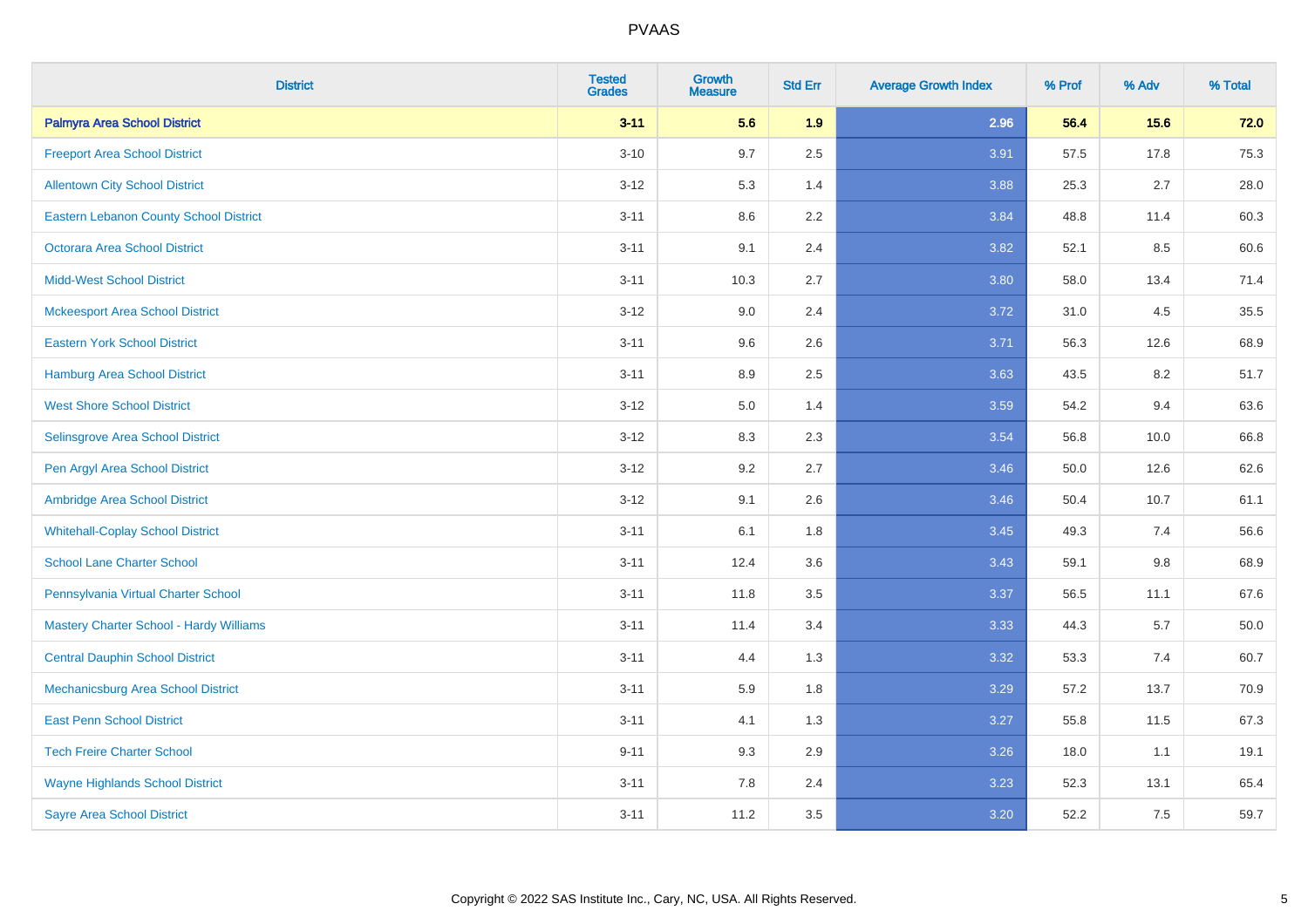PVAAS

| District | Tested Grades | Growth Measure | Std Err | Average Growth Index | % Prof | % Adv | % Total |
|---|---|---|---|---|---|---|---|
| **Palmyra Area School District** | **3-11** | **5.6** | **1.9** | **2.96** | **56.4** | **15.6** | **72.0** |
| Freeport Area School District | 3-10 | 9.7 | 2.5 | 3.91 | 57.5 | 17.8 | 75.3 |
| Allentown City School District | 3-12 | 5.3 | 1.4 | 3.88 | 25.3 | 2.7 | 28.0 |
| Eastern Lebanon County School District | 3-11 | 8.6 | 2.2 | 3.84 | 48.8 | 11.4 | 60.3 |
| Octorara Area School District | 3-11 | 9.1 | 2.4 | 3.82 | 52.1 | 8.5 | 60.6 |
| Midd-West School District | 3-11 | 10.3 | 2.7 | 3.80 | 58.0 | 13.4 | 71.4 |
| Mckeesport Area School District | 3-12 | 9.0 | 2.4 | 3.72 | 31.0 | 4.5 | 35.5 |
| Eastern York School District | 3-11 | 9.6 | 2.6 | 3.71 | 56.3 | 12.6 | 68.9 |
| Hamburg Area School District | 3-11 | 8.9 | 2.5 | 3.63 | 43.5 | 8.2 | 51.7 |
| West Shore School District | 3-12 | 5.0 | 1.4 | 3.59 | 54.2 | 9.4 | 63.6 |
| Selinsgrove Area School District | 3-12 | 8.3 | 2.3 | 3.54 | 56.8 | 10.0 | 66.8 |
| Pen Argyl Area School District | 3-12 | 9.2 | 2.7 | 3.46 | 50.0 | 12.6 | 62.6 |
| Ambridge Area School District | 3-12 | 9.1 | 2.6 | 3.46 | 50.4 | 10.7 | 61.1 |
| Whitehall-Coplay School District | 3-11 | 6.1 | 1.8 | 3.45 | 49.3 | 7.4 | 56.6 |
| School Lane Charter School | 3-11 | 12.4 | 3.6 | 3.43 | 59.1 | 9.8 | 68.9 |
| Pennsylvania Virtual Charter School | 3-11 | 11.8 | 3.5 | 3.37 | 56.5 | 11.1 | 67.6 |
| Mastery Charter School - Hardy Williams | 3-11 | 11.4 | 3.4 | 3.33 | 44.3 | 5.7 | 50.0 |
| Central Dauphin School District | 3-11 | 4.4 | 1.3 | 3.32 | 53.3 | 7.4 | 60.7 |
| Mechanicsburg Area School District | 3-11 | 5.9 | 1.8 | 3.29 | 57.2 | 13.7 | 70.9 |
| East Penn School District | 3-11 | 4.1 | 1.3 | 3.27 | 55.8 | 11.5 | 67.3 |
| Tech Freire Charter School | 9-11 | 9.3 | 2.9 | 3.26 | 18.0 | 1.1 | 19.1 |
| Wayne Highlands School District | 3-11 | 7.8 | 2.4 | 3.23 | 52.3 | 13.1 | 65.4 |
| Sayre Area School District | 3-11 | 11.2 | 3.5 | 3.20 | 52.2 | 7.5 | 59.7 |

Copyright © 2022 SAS Institute Inc., Cary, NC, USA. All Rights Reserved.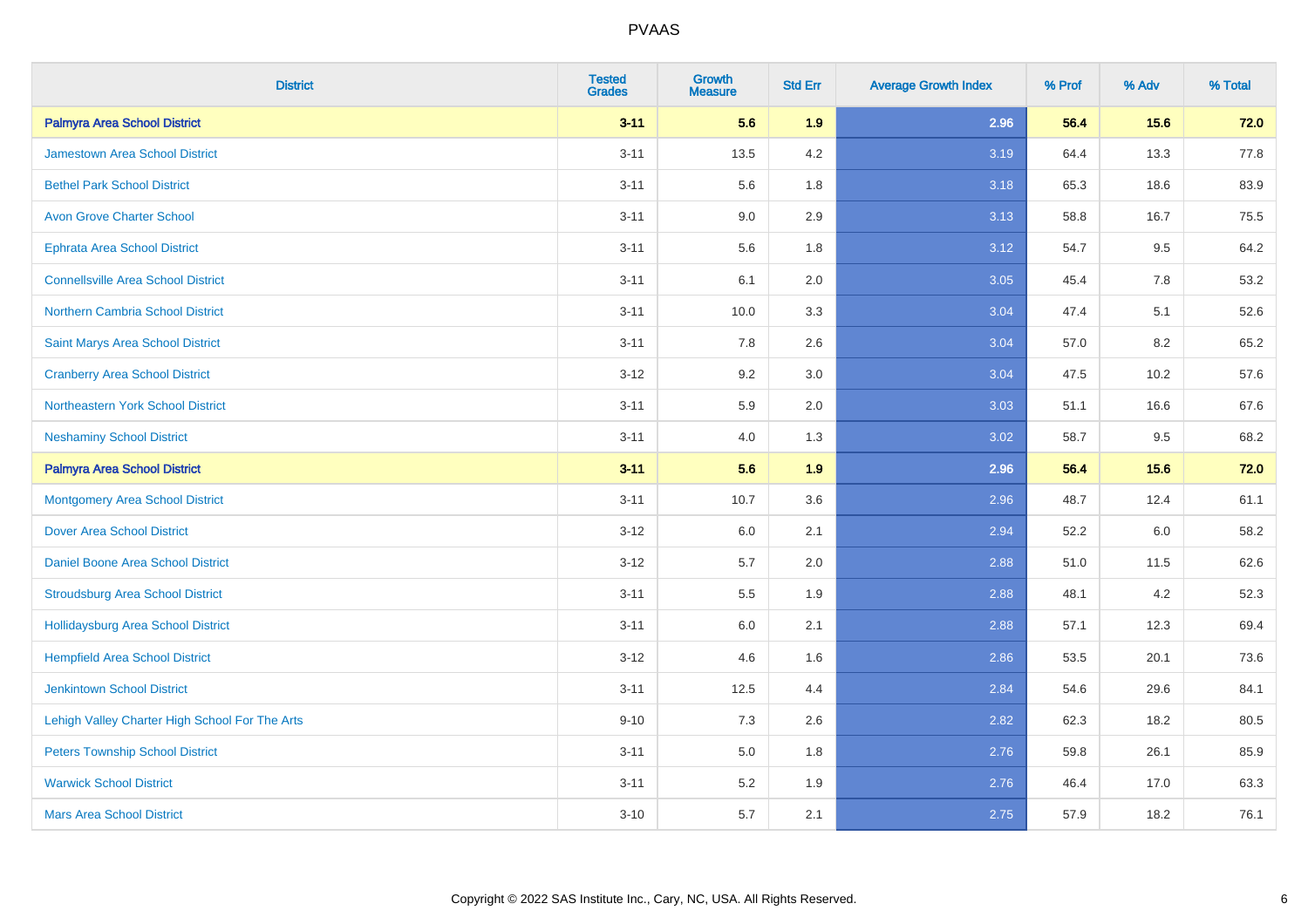# PVAAS

| District | Tested Grades | Growth Measure | Std Err | Average Growth Index | % Prof | % Adv | % Total |
|---|---|---|---|---|---|---|---|
| **Palmyra Area School District** | **3-11** | **5.6** | **1.9** | **2.96** | **56.4** | **15.6** | **72.0** |
| Jamestown Area School District | 3-11 | 13.5 | 4.2 | 3.19 | 64.4 | 13.3 | 77.8 |
| Bethel Park School District | 3-11 | 5.6 | 1.8 | 3.18 | 65.3 | 18.6 | 83.9 |
| Avon Grove Charter School | 3-11 | 9.0 | 2.9 | 3.13 | 58.8 | 16.7 | 75.5 |
| Ephrata Area School District | 3-11 | 5.6 | 1.8 | 3.12 | 54.7 | 9.5 | 64.2 |
| Connellsville Area School District | 3-11 | 6.1 | 2.0 | 3.05 | 45.4 | 7.8 | 53.2 |
| Northern Cambria School District | 3-11 | 10.0 | 3.3 | 3.04 | 47.4 | 5.1 | 52.6 |
| Saint Marys Area School District | 3-11 | 7.8 | 2.6 | 3.04 | 57.0 | 8.2 | 65.2 |
| Cranberry Area School District | 3-12 | 9.2 | 3.0 | 3.04 | 47.5 | 10.2 | 57.6 |
| Northeastern York School District | 3-11 | 5.9 | 2.0 | 3.03 | 51.1 | 16.6 | 67.6 |
| Neshaminy School District | 3-11 | 4.0 | 1.3 | 3.02 | 58.7 | 9.5 | 68.2 |
| **Palmyra Area School District** | **3-11** | **5.6** | **1.9** | **2.96** | **56.4** | **15.6** | **72.0** |
| Montgomery Area School District | 3-11 | 10.7 | 3.6 | 2.96 | 48.7 | 12.4 | 61.1 |
| Dover Area School District | 3-12 | 6.0 | 2.1 | 2.94 | 52.2 | 6.0 | 58.2 |
| Daniel Boone Area School District | 3-12 | 5.7 | 2.0 | 2.88 | 51.0 | 11.5 | 62.6 |
| Stroudsburg Area School District | 3-11 | 5.5 | 1.9 | 2.88 | 48.1 | 4.2 | 52.3 |
| Hollidaysburg Area School District | 3-11 | 6.0 | 2.1 | 2.88 | 57.1 | 12.3 | 69.4 |
| Hempfield Area School District | 3-12 | 4.6 | 1.6 | 2.86 | 53.5 | 20.1 | 73.6 |
| Jenkintown School District | 3-11 | 12.5 | 4.4 | 2.84 | 54.6 | 29.6 | 84.1 |
| Lehigh Valley Charter High School For The Arts | 9-10 | 7.3 | 2.6 | 2.82 | 62.3 | 18.2 | 80.5 |
| Peters Township School District | 3-11 | 5.0 | 1.8 | 2.76 | 59.8 | 26.1 | 85.9 |
| Warwick School District | 3-11 | 5.2 | 1.9 | 2.76 | 46.4 | 17.0 | 63.3 |
| Mars Area School District | 3-10 | 5.7 | 2.1 | 2.75 | 57.9 | 18.2 | 76.1 |

Copyright © 2022 SAS Institute Inc., Cary, NC, USA. All Rights Reserved.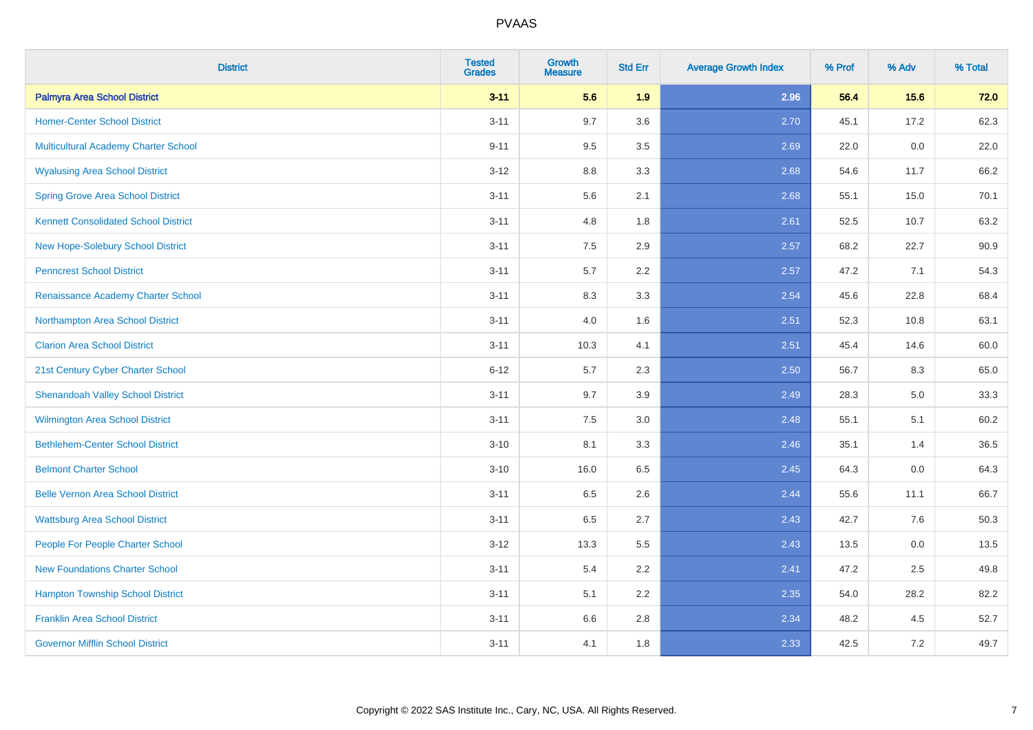# PVAAS

| District | Tested Grades | Growth Measure | Std Err | Average Growth Index | % Prof | % Adv | % Total |
|---|---|---|---|---|---|---|---|
| **Palmyra Area School District** | **3-11** | **5.6** | **1.9** | **2.96** | **56.4** | **15.6** | **72.0** |
| Homer-Center School District | 3-11 | 9.7 | 3.6 | 2.70 | 45.1 | 17.2 | 62.3 |
| Multicultural Academy Charter School | 9-11 | 9.5 | 3.5 | 2.69 | 22.0 | 0.0 | 22.0 |
| Wyalusing Area School District | 3-12 | 8.8 | 3.3 | 2.68 | 54.6 | 11.7 | 66.2 |
| Spring Grove Area School District | 3-11 | 5.6 | 2.1 | 2.68 | 55.1 | 15.0 | 70.1 |
| Kennett Consolidated School District | 3-11 | 4.8 | 1.8 | 2.61 | 52.5 | 10.7 | 63.2 |
| New Hope-Solebury School District | 3-11 | 7.5 | 2.9 | 2.57 | 68.2 | 22.7 | 90.9 |
| Penncrest School District | 3-11 | 5.7 | 2.2 | 2.57 | 47.2 | 7.1 | 54.3 |
| Renaissance Academy Charter School | 3-11 | 8.3 | 3.3 | 2.54 | 45.6 | 22.8 | 68.4 |
| Northampton Area School District | 3-11 | 4.0 | 1.6 | 2.51 | 52.3 | 10.8 | 63.1 |
| Clarion Area School District | 3-11 | 10.3 | 4.1 | 2.51 | 45.4 | 14.6 | 60.0 |
| 21st Century Cyber Charter School | 6-12 | 5.7 | 2.3 | 2.50 | 56.7 | 8.3 | 65.0 |
| Shenandoah Valley School District | 3-11 | 9.7 | 3.9 | 2.49 | 28.3 | 5.0 | 33.3 |
| Wilmington Area School District | 3-11 | 7.5 | 3.0 | 2.48 | 55.1 | 5.1 | 60.2 |
| Bethlehem-Center School District | 3-10 | 8.1 | 3.3 | 2.46 | 35.1 | 1.4 | 36.5 |
| Belmont Charter School | 3-10 | 16.0 | 6.5 | 2.45 | 64.3 | 0.0 | 64.3 |
| Belle Vernon Area School District | 3-11 | 6.5 | 2.6 | 2.44 | 55.6 | 11.1 | 66.7 |
| Wattsburg Area School District | 3-11 | 6.5 | 2.7 | 2.43 | 42.7 | 7.6 | 50.3 |
| People For People Charter School | 3-12 | 13.3 | 5.5 | 2.43 | 13.5 | 0.0 | 13.5 |
| New Foundations Charter School | 3-11 | 5.4 | 2.2 | 2.41 | 47.2 | 2.5 | 49.8 |
| Hampton Township School District | 3-11 | 5.1 | 2.2 | 2.35 | 54.0 | 28.2 | 82.2 |
| Franklin Area School District | 3-11 | 6.6 | 2.8 | 2.34 | 48.2 | 4.5 | 52.7 |
| Governor Mifflin School District | 3-11 | 4.1 | 1.8 | 2.33 | 42.5 | 7.2 | 49.7 |

Copyright © 2022 SAS Institute Inc., Cary, NC, USA. All Rights Reserved.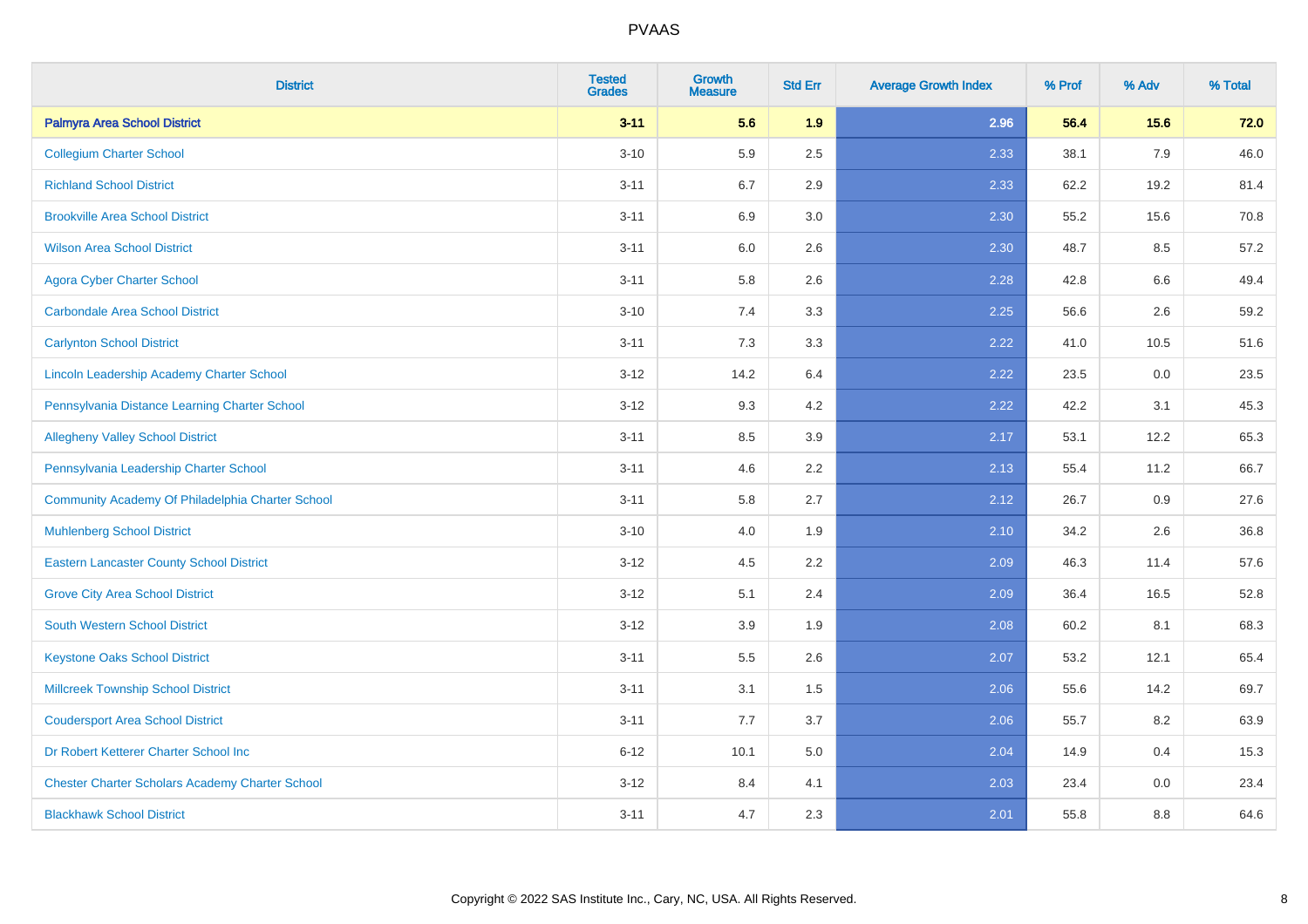| District | Tested Grades | Growth Measure | Std Err | Average Growth Index | % Prof | % Adv | % Total |
|---|---|---|---|---|---|---|---|
| **Palmyra Area School District** | **3-11** | **5.6** | **1.9** | **2.96** | **56.4** | **15.6** | **72.0** |
| Collegium Charter School | 3-10 | 5.9 | 2.5 | 2.33 | 38.1 | 7.9 | 46.0 |
| Richland School District | 3-11 | 6.7 | 2.9 | 2.33 | 62.2 | 19.2 | 81.4 |
| Brookville Area School District | 3-11 | 6.9 | 3.0 | 2.30 | 55.2 | 15.6 | 70.8 |
| Wilson Area School District | 3-11 | 6.0 | 2.6 | 2.30 | 48.7 | 8.5 | 57.2 |
| Agora Cyber Charter School | 3-11 | 5.8 | 2.6 | 2.28 | 42.8 | 6.6 | 49.4 |
| Carbondale Area School District | 3-10 | 7.4 | 3.3 | 2.25 | 56.6 | 2.6 | 59.2 |
| Carlynton School District | 3-11 | 7.3 | 3.3 | 2.22 | 41.0 | 10.5 | 51.6 |
| Lincoln Leadership Academy Charter School | 3-12 | 14.2 | 6.4 | 2.22 | 23.5 | 0.0 | 23.5 |
| Pennsylvania Distance Learning Charter School | 3-12 | 9.3 | 4.2 | 2.22 | 42.2 | 3.1 | 45.3 |
| Allegheny Valley School District | 3-11 | 8.5 | 3.9 | 2.17 | 53.1 | 12.2 | 65.3 |
| Pennsylvania Leadership Charter School | 3-11 | 4.6 | 2.2 | 2.13 | 55.4 | 11.2 | 66.7 |
| Community Academy Of Philadelphia Charter School | 3-11 | 5.8 | 2.7 | 2.12 | 26.7 | 0.9 | 27.6 |
| Muhlenberg School District | 3-10 | 4.0 | 1.9 | 2.10 | 34.2 | 2.6 | 36.8 |
| Eastern Lancaster County School District | 3-12 | 4.5 | 2.2 | 2.09 | 46.3 | 11.4 | 57.6 |
| Grove City Area School District | 3-12 | 5.1 | 2.4 | 2.09 | 36.4 | 16.5 | 52.8 |
| South Western School District | 3-12 | 3.9 | 1.9 | 2.08 | 60.2 | 8.1 | 68.3 |
| Keystone Oaks School District | 3-11 | 5.5 | 2.6 | 2.07 | 53.2 | 12.1 | 65.4 |
| Millcreek Township School District | 3-11 | 3.1 | 1.5 | 2.06 | 55.6 | 14.2 | 69.7 |
| Coudersport Area School District | 3-11 | 7.7 | 3.7 | 2.06 | 55.7 | 8.2 | 63.9 |
| Dr Robert Ketterer Charter School Inc | 6-12 | 10.1 | 5.0 | 2.04 | 14.9 | 0.4 | 15.3 |
| Chester Charter Scholars Academy Charter School | 3-12 | 8.4 | 4.1 | 2.03 | 23.4 | 0.0 | 23.4 |
| Blackhawk School District | 3-11 | 4.7 | 2.3 | 2.01 | 55.8 | 8.8 | 64.6 |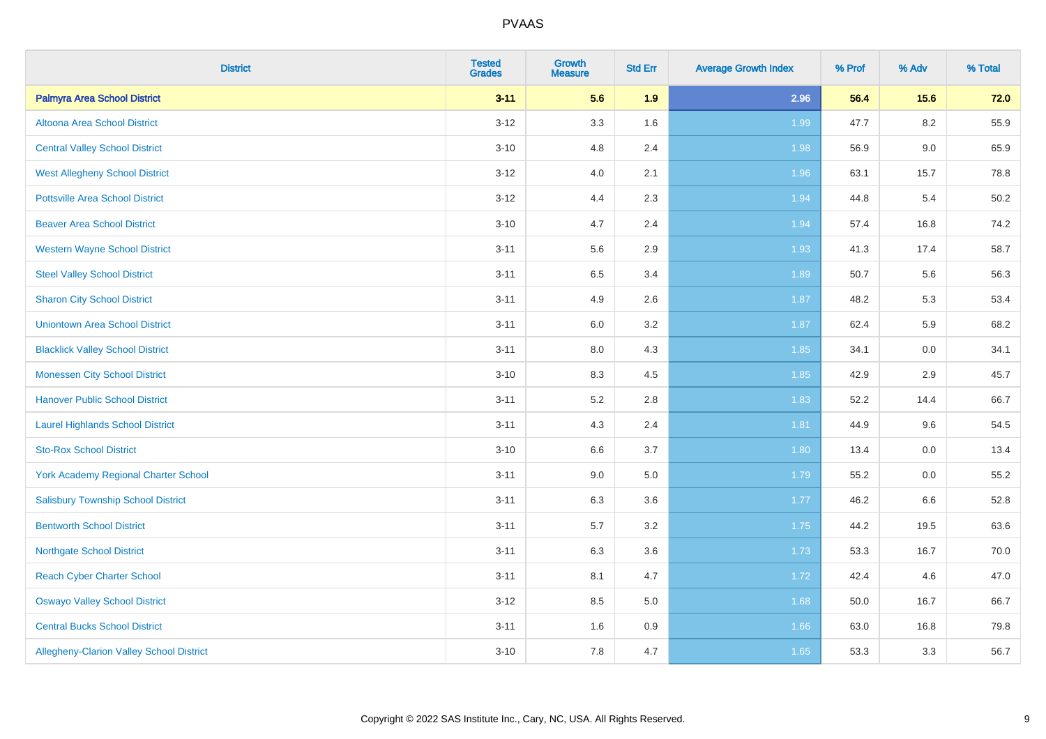PVAAS

| District | Tested Grades | Growth Measure | Std Err | Average Growth Index | % Prof | % Adv | % Total |
|---|---|---|---|---|---|---|---|
| **Palmyra Area School District** | **3-11** | **5.6** | **1.9** | **2.96** | **56.4** | **15.6** | **72.0** |
| Altoona Area School District | 3-12 | 3.3 | 1.6 | 1.99 | 47.7 | 8.2 | 55.9 |
| Central Valley School District | 3-10 | 4.8 | 2.4 | 1.98 | 56.9 | 9.0 | 65.9 |
| West Allegheny School District | 3-12 | 4.0 | 2.1 | 1.96 | 63.1 | 15.7 | 78.8 |
| Pottsville Area School District | 3-12 | 4.4 | 2.3 | 1.94 | 44.8 | 5.4 | 50.2 |
| Beaver Area School District | 3-10 | 4.7 | 2.4 | 1.94 | 57.4 | 16.8 | 74.2 |
| Western Wayne School District | 3-11 | 5.6 | 2.9 | 1.93 | 41.3 | 17.4 | 58.7 |
| Steel Valley School District | 3-11 | 6.5 | 3.4 | 1.89 | 50.7 | 5.6 | 56.3 |
| Sharon City School District | 3-11 | 4.9 | 2.6 | 1.87 | 48.2 | 5.3 | 53.4 |
| Uniontown Area School District | 3-11 | 6.0 | 3.2 | 1.87 | 62.4 | 5.9 | 68.2 |
| Blacklick Valley School District | 3-11 | 8.0 | 4.3 | 1.85 | 34.1 | 0.0 | 34.1 |
| Monessen City School District | 3-10 | 8.3 | 4.5 | 1.85 | 42.9 | 2.9 | 45.7 |
| Hanover Public School District | 3-11 | 5.2 | 2.8 | 1.83 | 52.2 | 14.4 | 66.7 |
| Laurel Highlands School District | 3-11 | 4.3 | 2.4 | 1.81 | 44.9 | 9.6 | 54.5 |
| Sto-Rox School District | 3-10 | 6.6 | 3.7 | 1.80 | 13.4 | 0.0 | 13.4 |
| York Academy Regional Charter School | 3-11 | 9.0 | 5.0 | 1.79 | 55.2 | 0.0 | 55.2 |
| Salisbury Township School District | 3-11 | 6.3 | 3.6 | 1.77 | 46.2 | 6.6 | 52.8 |
| Bentworth School District | 3-11 | 5.7 | 3.2 | 1.75 | 44.2 | 19.5 | 63.6 |
| Northgate School District | 3-11 | 6.3 | 3.6 | 1.73 | 53.3 | 16.7 | 70.0 |
| Reach Cyber Charter School | 3-11 | 8.1 | 4.7 | 1.72 | 42.4 | 4.6 | 47.0 |
| Oswayo Valley School District | 3-12 | 8.5 | 5.0 | 1.68 | 50.0 | 16.7 | 66.7 |
| Central Bucks School District | 3-11 | 1.6 | 0.9 | 1.66 | 63.0 | 16.8 | 79.8 |
| Allegheny-Clarion Valley School District | 3-10 | 7.8 | 4.7 | 1.65 | 53.3 | 3.3 | 56.7 |

Copyright © 2022 SAS Institute Inc., Cary, NC, USA. All Rights Reserved.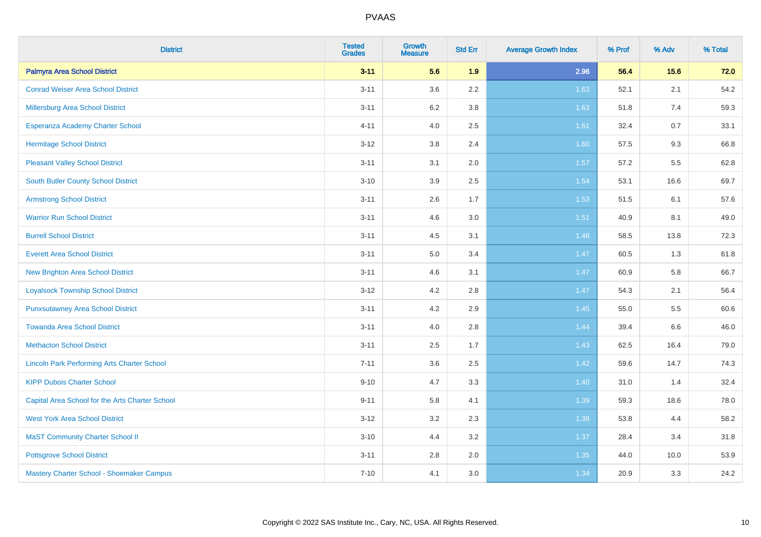| District | Tested Grades | Growth Measure | Std Err | Average Growth Index | % Prof | % Adv | % Total |
|---|---|---|---|---|---|---|---|
| **Palmyra Area School District** | **3-11** | **5.6** | **1.9** | **2.96** | **56.4** | **15.6** | **72.0** |
| Conrad Weiser Area School District | 3-11 | 3.6 | 2.2 | 1.63 | 52.1 | 2.1 | 54.2 |
| Millersburg Area School District | 3-11 | 6.2 | 3.8 | 1.63 | 51.8 | 7.4 | 59.3 |
| Esperanza Academy Charter School | 4-11 | 4.0 | 2.5 | 1.61 | 32.4 | 0.7 | 33.1 |
| Hermitage School District | 3-12 | 3.8 | 2.4 | 1.60 | 57.5 | 9.3 | 66.8 |
| Pleasant Valley School District | 3-11 | 3.1 | 2.0 | 1.57 | 57.2 | 5.5 | 62.8 |
| South Butler County School District | 3-10 | 3.9 | 2.5 | 1.54 | 53.1 | 16.6 | 69.7 |
| Armstrong School District | 3-11 | 2.6 | 1.7 | 1.53 | 51.5 | 6.1 | 57.6 |
| Warrior Run School District | 3-11 | 4.6 | 3.0 | 1.51 | 40.9 | 8.1 | 49.0 |
| Burrell School District | 3-11 | 4.5 | 3.1 | 1.48 | 58.5 | 13.8 | 72.3 |
| Everett Area School District | 3-11 | 5.0 | 3.4 | 1.47 | 60.5 | 1.3 | 61.8 |
| New Brighton Area School District | 3-11 | 4.6 | 3.1 | 1.47 | 60.9 | 5.8 | 66.7 |
| Loyalsock Township School District | 3-12 | 4.2 | 2.8 | 1.47 | 54.3 | 2.1 | 56.4 |
| Punxsutawney Area School District | 3-11 | 4.2 | 2.9 | 1.45 | 55.0 | 5.5 | 60.6 |
| Towanda Area School District | 3-11 | 4.0 | 2.8 | 1.44 | 39.4 | 6.6 | 46.0 |
| Methacton School District | 3-11 | 2.5 | 1.7 | 1.43 | 62.5 | 16.4 | 79.0 |
| Lincoln Park Performing Arts Charter School | 7-11 | 3.6 | 2.5 | 1.42 | 59.6 | 14.7 | 74.3 |
| KIPP Dubois Charter School | 9-10 | 4.7 | 3.3 | 1.40 | 31.0 | 1.4 | 32.4 |
| Capital Area School for the Arts Charter School | 9-11 | 5.8 | 4.1 | 1.39 | 59.3 | 18.6 | 78.0 |
| West York Area School District | 3-12 | 3.2 | 2.3 | 1.38 | 53.8 | 4.4 | 58.2 |
| MaST Community Charter School II | 3-10 | 4.4 | 3.2 | 1.37 | 28.4 | 3.4 | 31.8 |
| Pottsgrove School District | 3-11 | 2.8 | 2.0 | 1.35 | 44.0 | 10.0 | 53.9 |
| Mastery Charter School - Shoemaker Campus | 7-10 | 4.1 | 3.0 | 1.34 | 20.9 | 3.3 | 24.2 |

Copyright © 2022 SAS Institute Inc., Cary, NC, USA. All Rights Reserved.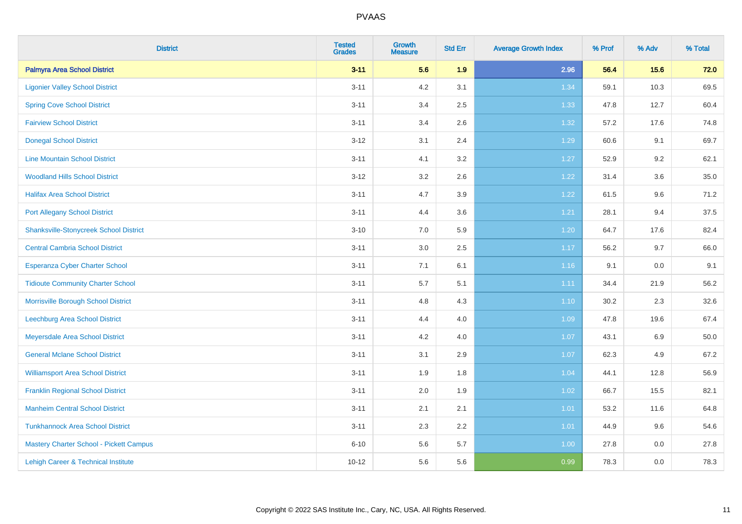PVAAS

| District | Tested Grades | Growth Measure | Std Err | Average Growth Index | % Prof | % Adv | % Total |
|---|---|---|---|---|---|---|---|
| **Palmyra Area School District** | **3-11** | **5.6** | **1.9** | **2.96** | **56.4** | **15.6** | **72.0** |
| Ligonier Valley School District | 3-11 | 4.2 | 3.1 | 1.34 | 59.1 | 10.3 | 69.5 |
| Spring Cove School District | 3-11 | 3.4 | 2.5 | 1.33 | 47.8 | 12.7 | 60.4 |
| Fairview School District | 3-11 | 3.4 | 2.6 | 1.32 | 57.2 | 17.6 | 74.8 |
| Donegal School District | 3-12 | 3.1 | 2.4 | 1.29 | 60.6 | 9.1 | 69.7 |
| Line Mountain School District | 3-11 | 4.1 | 3.2 | 1.27 | 52.9 | 9.2 | 62.1 |
| Woodland Hills School District | 3-12 | 3.2 | 2.6 | 1.22 | 31.4 | 3.6 | 35.0 |
| Halifax Area School District | 3-11 | 4.7 | 3.9 | 1.22 | 61.5 | 9.6 | 71.2 |
| Port Allegany School District | 3-11 | 4.4 | 3.6 | 1.21 | 28.1 | 9.4 | 37.5 |
| Shanksville-Stonycreek School District | 3-10 | 7.0 | 5.9 | 1.20 | 64.7 | 17.6 | 82.4 |
| Central Cambria School District | 3-11 | 3.0 | 2.5 | 1.17 | 56.2 | 9.7 | 66.0 |
| Esperanza Cyber Charter School | 3-11 | 7.1 | 6.1 | 1.16 | 9.1 | 0.0 | 9.1 |
| Tidioute Community Charter School | 3-11 | 5.7 | 5.1 | 1.11 | 34.4 | 21.9 | 56.2 |
| Morrisville Borough School District | 3-11 | 4.8 | 4.3 | 1.10 | 30.2 | 2.3 | 32.6 |
| Leechburg Area School District | 3-11 | 4.4 | 4.0 | 1.09 | 47.8 | 19.6 | 67.4 |
| Meyersdale Area School District | 3-11 | 4.2 | 4.0 | 1.07 | 43.1 | 6.9 | 50.0 |
| General Mclane School District | 3-11 | 3.1 | 2.9 | 1.07 | 62.3 | 4.9 | 67.2 |
| Williamsport Area School District | 3-11 | 1.9 | 1.8 | 1.04 | 44.1 | 12.8 | 56.9 |
| Franklin Regional School District | 3-11 | 2.0 | 1.9 | 1.02 | 66.7 | 15.5 | 82.1 |
| Manheim Central School District | 3-11 | 2.1 | 2.1 | 1.01 | 53.2 | 11.6 | 64.8 |
| Tunkhannock Area School District | 3-11 | 2.3 | 2.2 | 1.01 | 44.9 | 9.6 | 54.6 |
| Mastery Charter School - Pickett Campus | 6-10 | 5.6 | 5.7 | 1.00 | 27.8 | 0.0 | 27.8 |
| Lehigh Career & Technical Institute | 10-12 | 5.6 | 5.6 | 0.99 | 78.3 | 0.0 | 78.3 |

Copyright © 2022 SAS Institute Inc., Cary, NC, USA. All Rights Reserved.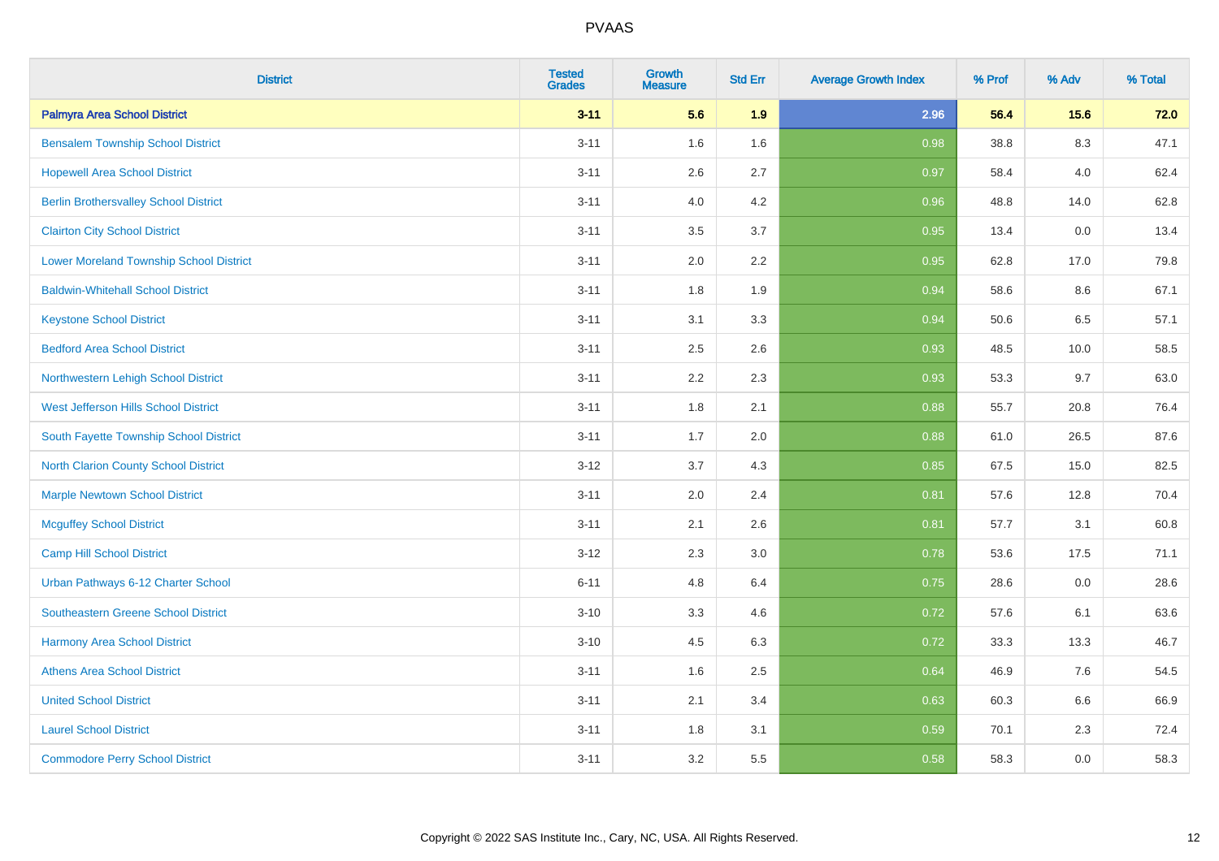# PVAAS

| District | Tested Grades | Growth Measure | Std Err | Average Growth Index | % Prof | % Adv | % Total |
|---|---|---|---|---|---|---|---|
| **Palmyra Area School District** | **3-11** | **5.6** | **1.9** | **2.96** | **56.4** | **15.6** | **72.0** |
| Bensalem Township School District | 3-11 | 1.6 | 1.6 | 0.98 | 38.8 | 8.3 | 47.1 |
| Hopewell Area School District | 3-11 | 2.6 | 2.7 | 0.97 | 58.4 | 4.0 | 62.4 |
| Berlin Brothersvalley School District | 3-11 | 4.0 | 4.2 | 0.96 | 48.8 | 14.0 | 62.8 |
| Clairton City School District | 3-11 | 3.5 | 3.7 | 0.95 | 13.4 | 0.0 | 13.4 |
| Lower Moreland Township School District | 3-11 | 2.0 | 2.2 | 0.95 | 62.8 | 17.0 | 79.8 |
| Baldwin-Whitehall School District | 3-11 | 1.8 | 1.9 | 0.94 | 58.6 | 8.6 | 67.1 |
| Keystone School District | 3-11 | 3.1 | 3.3 | 0.94 | 50.6 | 6.5 | 57.1 |
| Bedford Area School District | 3-11 | 2.5 | 2.6 | 0.93 | 48.5 | 10.0 | 58.5 |
| Northwestern Lehigh School District | 3-11 | 2.2 | 2.3 | 0.93 | 53.3 | 9.7 | 63.0 |
| West Jefferson Hills School District | 3-11 | 1.8 | 2.1 | 0.88 | 55.7 | 20.8 | 76.4 |
| South Fayette Township School District | 3-11 | 1.7 | 2.0 | 0.88 | 61.0 | 26.5 | 87.6 |
| North Clarion County School District | 3-12 | 3.7 | 4.3 | 0.85 | 67.5 | 15.0 | 82.5 |
| Marple Newtown School District | 3-11 | 2.0 | 2.4 | 0.81 | 57.6 | 12.8 | 70.4 |
| Mcguffey School District | 3-11 | 2.1 | 2.6 | 0.81 | 57.7 | 3.1 | 60.8 |
| Camp Hill School District | 3-12 | 2.3 | 3.0 | 0.78 | 53.6 | 17.5 | 71.1 |
| Urban Pathways 6-12 Charter School | 6-11 | 4.8 | 6.4 | 0.75 | 28.6 | 0.0 | 28.6 |
| Southeastern Greene School District | 3-10 | 3.3 | 4.6 | 0.72 | 57.6 | 6.1 | 63.6 |
| Harmony Area School District | 3-10 | 4.5 | 6.3 | 0.72 | 33.3 | 13.3 | 46.7 |
| Athens Area School District | 3-11 | 1.6 | 2.5 | 0.64 | 46.9 | 7.6 | 54.5 |
| United School District | 3-11 | 2.1 | 3.4 | 0.63 | 60.3 | 6.6 | 66.9 |
| Laurel School District | 3-11 | 1.8 | 3.1 | 0.59 | 70.1 | 2.3 | 72.4 |
| Commodore Perry School District | 3-11 | 3.2 | 5.5 | 0.58 | 58.3 | 0.0 | 58.3 |

Copyright © 2022 SAS Institute Inc., Cary, NC, USA. All Rights Reserved.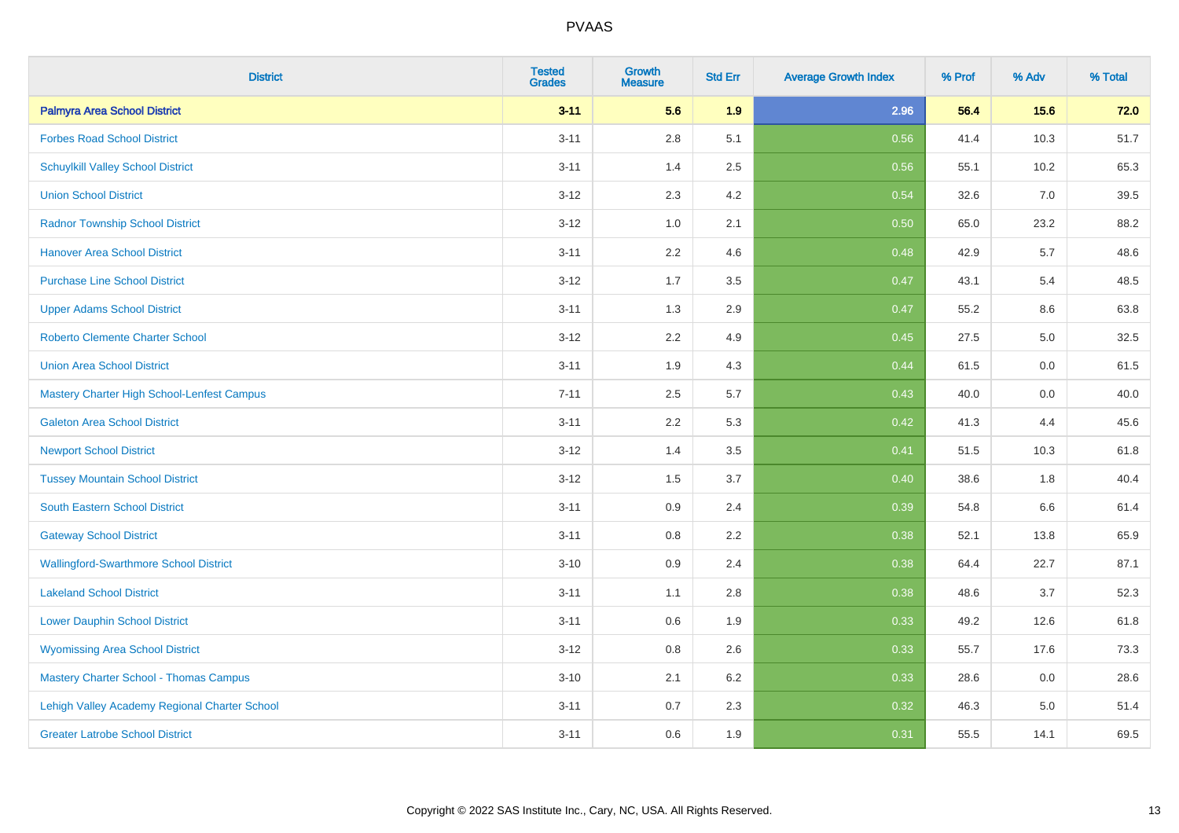# PVAAS

| District | Tested Grades | Growth Measure | Std Err | Average Growth Index | % Prof | % Adv | % Total |
|---|---|---|---|---|---|---|---|
| **Palmyra Area School District** | **3-11** | **5.6** | **1.9** | **2.96** | **56.4** | **15.6** | **72.0** |
| Forbes Road School District | 3-11 | 2.8 | 5.1 | 0.56 | 41.4 | 10.3 | 51.7 |
| Schuylkill Valley School District | 3-11 | 1.4 | 2.5 | 0.56 | 55.1 | 10.2 | 65.3 |
| Union School District | 3-12 | 2.3 | 4.2 | 0.54 | 32.6 | 7.0 | 39.5 |
| Radnor Township School District | 3-12 | 1.0 | 2.1 | 0.50 | 65.0 | 23.2 | 88.2 |
| Hanover Area School District | 3-11 | 2.2 | 4.6 | 0.48 | 42.9 | 5.7 | 48.6 |
| Purchase Line School District | 3-12 | 1.7 | 3.5 | 0.47 | 43.1 | 5.4 | 48.5 |
| Upper Adams School District | 3-11 | 1.3 | 2.9 | 0.47 | 55.2 | 8.6 | 63.8 |
| Roberto Clemente Charter School | 3-12 | 2.2 | 4.9 | 0.45 | 27.5 | 5.0 | 32.5 |
| Union Area School District | 3-11 | 1.9 | 4.3 | 0.44 | 61.5 | 0.0 | 61.5 |
| Mastery Charter High School-Lenfest Campus | 7-11 | 2.5 | 5.7 | 0.43 | 40.0 | 0.0 | 40.0 |
| Galeton Area School District | 3-11 | 2.2 | 5.3 | 0.42 | 41.3 | 4.4 | 45.6 |
| Newport School District | 3-12 | 1.4 | 3.5 | 0.41 | 51.5 | 10.3 | 61.8 |
| Tussey Mountain School District | 3-12 | 1.5 | 3.7 | 0.40 | 38.6 | 1.8 | 40.4 |
| South Eastern School District | 3-11 | 0.9 | 2.4 | 0.39 | 54.8 | 6.6 | 61.4 |
| Gateway School District | 3-11 | 0.8 | 2.2 | 0.38 | 52.1 | 13.8 | 65.9 |
| Wallingford-Swarthmore School District | 3-10 | 0.9 | 2.4 | 0.38 | 64.4 | 22.7 | 87.1 |
| Lakeland School District | 3-11 | 1.1 | 2.8 | 0.38 | 48.6 | 3.7 | 52.3 |
| Lower Dauphin School District | 3-11 | 0.6 | 1.9 | 0.33 | 49.2 | 12.6 | 61.8 |
| Wyomissing Area School District | 3-12 | 0.8 | 2.6 | 0.33 | 55.7 | 17.6 | 73.3 |
| Mastery Charter School - Thomas Campus | 3-10 | 2.1 | 6.2 | 0.33 | 28.6 | 0.0 | 28.6 |
| Lehigh Valley Academy Regional Charter School | 3-11 | 0.7 | 2.3 | 0.32 | 46.3 | 5.0 | 51.4 |
| Greater Latrobe School District | 3-11 | 0.6 | 1.9 | 0.31 | 55.5 | 14.1 | 69.5 |

Copyright © 2022 SAS Institute Inc., Cary, NC, USA. All Rights Reserved.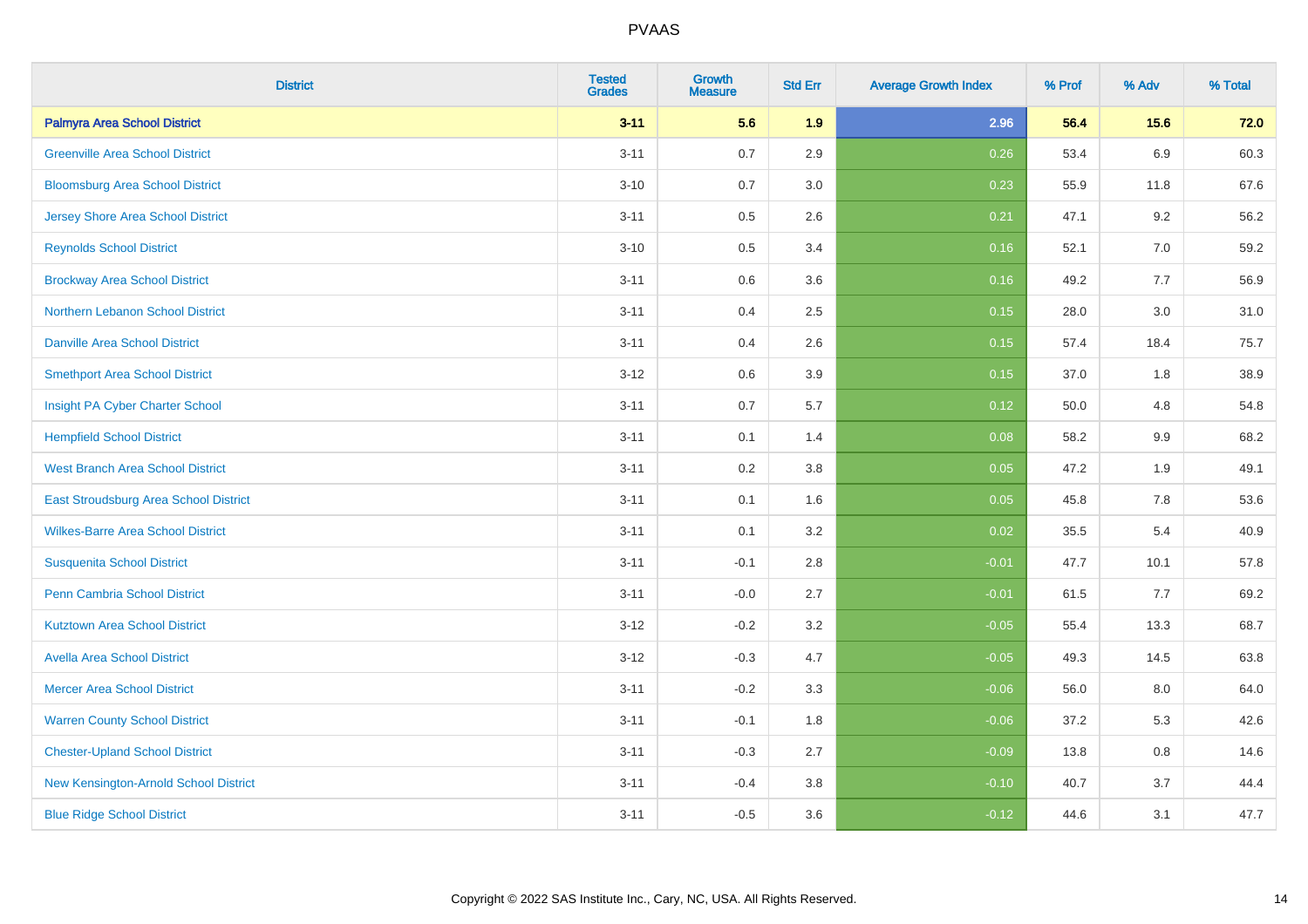| District | Tested Grades | Growth Measure | Std Err | Average Growth Index | % Prof | % Adv | % Total |
|---|---|---|---|---|---|---|---|
| **Palmyra Area School District** | **3-11** | **5.6** | **1.9** | **2.96** | **56.4** | **15.6** | **72.0** |
| Greenville Area School District | 3-11 | 0.7 | 2.9 | 0.26 | 53.4 | 6.9 | 60.3 |
| Bloomsburg Area School District | 3-10 | 0.7 | 3.0 | 0.23 | 55.9 | 11.8 | 67.6 |
| Jersey Shore Area School District | 3-11 | 0.5 | 2.6 | 0.21 | 47.1 | 9.2 | 56.2 |
| Reynolds School District | 3-10 | 0.5 | 3.4 | 0.16 | 52.1 | 7.0 | 59.2 |
| Brockway Area School District | 3-11 | 0.6 | 3.6 | 0.16 | 49.2 | 7.7 | 56.9 |
| Northern Lebanon School District | 3-11 | 0.4 | 2.5 | 0.15 | 28.0 | 3.0 | 31.0 |
| Danville Area School District | 3-11 | 0.4 | 2.6 | 0.15 | 57.4 | 18.4 | 75.7 |
| Smethport Area School District | 3-12 | 0.6 | 3.9 | 0.15 | 37.0 | 1.8 | 38.9 |
| Insight PA Cyber Charter School | 3-11 | 0.7 | 5.7 | 0.12 | 50.0 | 4.8 | 54.8 |
| Hempfield School District | 3-11 | 0.1 | 1.4 | 0.08 | 58.2 | 9.9 | 68.2 |
| West Branch Area School District | 3-11 | 0.2 | 3.8 | 0.05 | 47.2 | 1.9 | 49.1 |
| East Stroudsburg Area School District | 3-11 | 0.1 | 1.6 | 0.05 | 45.8 | 7.8 | 53.6 |
| Wilkes-Barre Area School District | 3-11 | 0.1 | 3.2 | 0.02 | 35.5 | 5.4 | 40.9 |
| Susquenita School District | 3-11 | -0.1 | 2.8 | -0.01 | 47.7 | 10.1 | 57.8 |
| Penn Cambria School District | 3-11 | -0.0 | 2.7 | -0.01 | 61.5 | 7.7 | 69.2 |
| Kutztown Area School District | 3-12 | -0.2 | 3.2 | -0.05 | 55.4 | 13.3 | 68.7 |
| Avella Area School District | 3-12 | -0.3 | 4.7 | -0.05 | 49.3 | 14.5 | 63.8 |
| Mercer Area School District | 3-11 | -0.2 | 3.3 | -0.06 | 56.0 | 8.0 | 64.0 |
| Warren County School District | 3-11 | -0.1 | 1.8 | -0.06 | 37.2 | 5.3 | 42.6 |
| Chester-Upland School District | 3-11 | -0.3 | 2.7 | -0.09 | 13.8 | 0.8 | 14.6 |
| New Kensington-Arnold School District | 3-11 | -0.4 | 3.8 | -0.10 | 40.7 | 3.7 | 44.4 |
| Blue Ridge School District | 3-11 | -0.5 | 3.6 | -0.12 | 44.6 | 3.1 | 47.7 |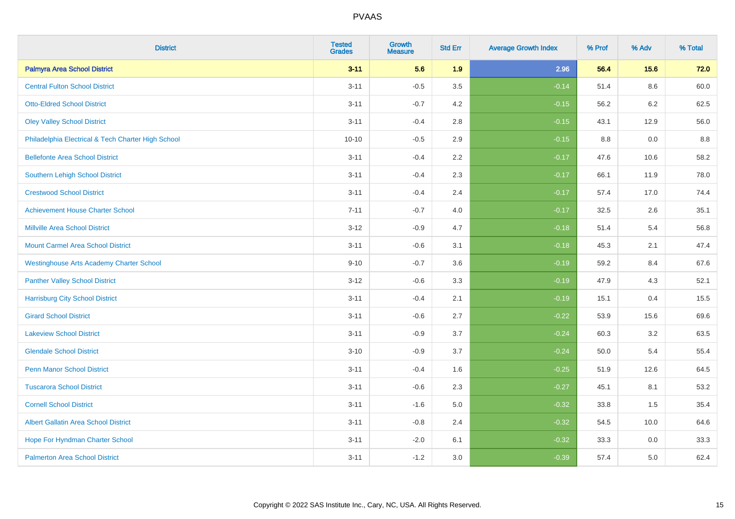# PVAAS

| District | Tested Grades | Growth Measure | Std Err | Average Growth Index | % Prof | % Adv | % Total |
|---|---|---|---|---|---|---|---|
| **Palmyra Area School District** | **3-11** | **5.6** | **1.9** | **2.96** | **56.4** | **15.6** | **72.0** |
| Central Fulton School District | 3-11 | -0.5 | 3.5 | -0.14 | 51.4 | 8.6 | 60.0 |
| Otto-Eldred School District | 3-11 | -0.7 | 4.2 | -0.15 | 56.2 | 6.2 | 62.5 |
| Oley Valley School District | 3-11 | -0.4 | 2.8 | -0.15 | 43.1 | 12.9 | 56.0 |
| Philadelphia Electrical & Tech Charter High School | 10-10 | -0.5 | 2.9 | -0.15 | 8.8 | 0.0 | 8.8 |
| Bellefonte Area School District | 3-11 | -0.4 | 2.2 | -0.17 | 47.6 | 10.6 | 58.2 |
| Southern Lehigh School District | 3-11 | -0.4 | 2.3 | -0.17 | 66.1 | 11.9 | 78.0 |
| Crestwood School District | 3-11 | -0.4 | 2.4 | -0.17 | 57.4 | 17.0 | 74.4 |
| Achievement House Charter School | 7-11 | -0.7 | 4.0 | -0.17 | 32.5 | 2.6 | 35.1 |
| Millville Area School District | 3-12 | -0.9 | 4.7 | -0.18 | 51.4 | 5.4 | 56.8 |
| Mount Carmel Area School District | 3-11 | -0.6 | 3.1 | -0.18 | 45.3 | 2.1 | 47.4 |
| Westinghouse Arts Academy Charter School | 9-10 | -0.7 | 3.6 | -0.19 | 59.2 | 8.4 | 67.6 |
| Panther Valley School District | 3-12 | -0.6 | 3.3 | -0.19 | 47.9 | 4.3 | 52.1 |
| Harrisburg City School District | 3-11 | -0.4 | 2.1 | -0.19 | 15.1 | 0.4 | 15.5 |
| Girard School District | 3-11 | -0.6 | 2.7 | -0.22 | 53.9 | 15.6 | 69.6 |
| Lakeview School District | 3-11 | -0.9 | 3.7 | -0.24 | 60.3 | 3.2 | 63.5 |
| Glendale School District | 3-10 | -0.9 | 3.7 | -0.24 | 50.0 | 5.4 | 55.4 |
| Penn Manor School District | 3-11 | -0.4 | 1.6 | -0.25 | 51.9 | 12.6 | 64.5 |
| Tuscarora School District | 3-11 | -0.6 | 2.3 | -0.27 | 45.1 | 8.1 | 53.2 |
| Cornell School District | 3-11 | -1.6 | 5.0 | -0.32 | 33.8 | 1.5 | 35.4 |
| Albert Gallatin Area School District | 3-11 | -0.8 | 2.4 | -0.32 | 54.5 | 10.0 | 64.6 |
| Hope For Hyndman Charter School | 3-11 | -2.0 | 6.1 | -0.32 | 33.3 | 0.0 | 33.3 |
| Palmerton Area School District | 3-11 | -1.2 | 3.0 | -0.39 | 57.4 | 5.0 | 62.4 |

Copyright © 2022 SAS Institute Inc., Cary, NC, USA. All Rights Reserved.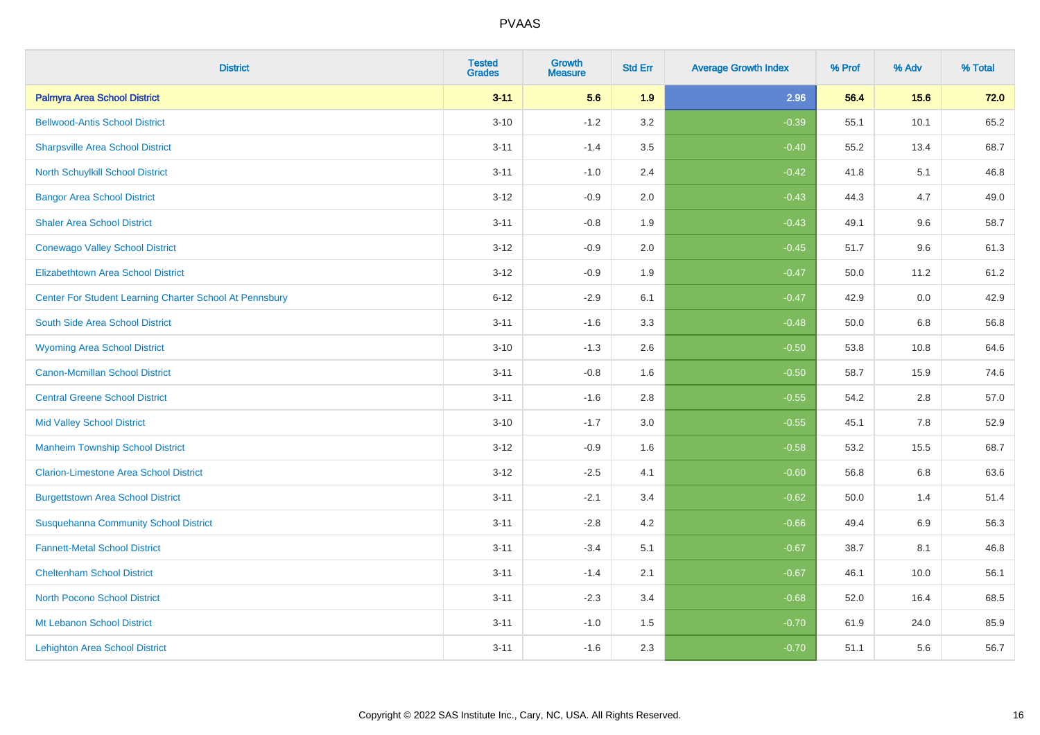# PVAAS

| District | Tested Grades | Growth Measure | Std Err | Average Growth Index | % Prof | % Adv | % Total |
|---|---|---|---|---|---|---|---|
| **Palmyra Area School District** | **3-11** | **5.6** | **1.9** | **2.96** | **56.4** | **15.6** | **72.0** |
| Bellwood-Antis School District | 3-10 | -1.2 | 3.2 | -0.39 | 55.1 | 10.1 | 65.2 |
| Sharpsville Area School District | 3-11 | -1.4 | 3.5 | -0.40 | 55.2 | 13.4 | 68.7 |
| North Schuylkill School District | 3-11 | -1.0 | 2.4 | -0.42 | 41.8 | 5.1 | 46.8 |
| Bangor Area School District | 3-12 | -0.9 | 2.0 | -0.43 | 44.3 | 4.7 | 49.0 |
| Shaler Area School District | 3-11 | -0.8 | 1.9 | -0.43 | 49.1 | 9.6 | 58.7 |
| Conewago Valley School District | 3-12 | -0.9 | 2.0 | -0.45 | 51.7 | 9.6 | 61.3 |
| Elizabethtown Area School District | 3-12 | -0.9 | 1.9 | -0.47 | 50.0 | 11.2 | 61.2 |
| Center For Student Learning Charter School At Pennsbury | 6-12 | -2.9 | 6.1 | -0.47 | 42.9 | 0.0 | 42.9 |
| South Side Area School District | 3-11 | -1.6 | 3.3 | -0.48 | 50.0 | 6.8 | 56.8 |
| Wyoming Area School District | 3-10 | -1.3 | 2.6 | -0.50 | 53.8 | 10.8 | 64.6 |
| Canon-Mcmillan School District | 3-11 | -0.8 | 1.6 | -0.50 | 58.7 | 15.9 | 74.6 |
| Central Greene School District | 3-11 | -1.6 | 2.8 | -0.55 | 54.2 | 2.8 | 57.0 |
| Mid Valley School District | 3-10 | -1.7 | 3.0 | -0.55 | 45.1 | 7.8 | 52.9 |
| Manheim Township School District | 3-12 | -0.9 | 1.6 | -0.58 | 53.2 | 15.5 | 68.7 |
| Clarion-Limestone Area School District | 3-12 | -2.5 | 4.1 | -0.60 | 56.8 | 6.8 | 63.6 |
| Burgettstown Area School District | 3-11 | -2.1 | 3.4 | -0.62 | 50.0 | 1.4 | 51.4 |
| Susquehanna Community School District | 3-11 | -2.8 | 4.2 | -0.66 | 49.4 | 6.9 | 56.3 |
| Fannett-Metal School District | 3-11 | -3.4 | 5.1 | -0.67 | 38.7 | 8.1 | 46.8 |
| Cheltenham School District | 3-11 | -1.4 | 2.1 | -0.67 | 46.1 | 10.0 | 56.1 |
| North Pocono School District | 3-11 | -2.3 | 3.4 | -0.68 | 52.0 | 16.4 | 68.5 |
| Mt Lebanon School District | 3-11 | -1.0 | 1.5 | -0.70 | 61.9 | 24.0 | 85.9 |
| Lehighton Area School District | 3-11 | -1.6 | 2.3 | -0.70 | 51.1 | 5.6 | 56.7 |

Copyright © 2022 SAS Institute Inc., Cary, NC, USA. All Rights Reserved.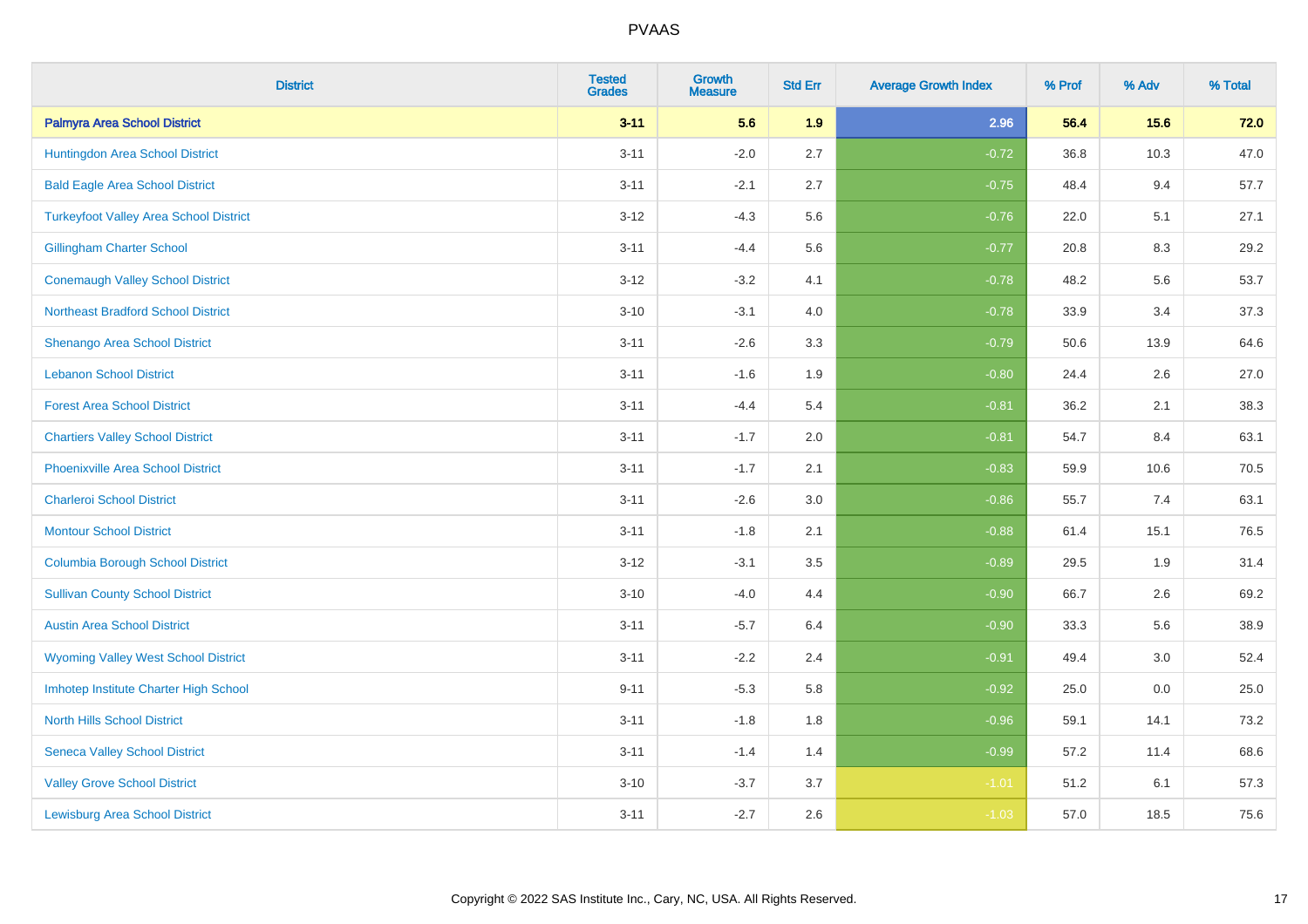# PVAAS

| District | Tested Grades | Growth Measure | Std Err | Average Growth Index | % Prof | % Adv | % Total |
|---|---|---|---|---|---|---|---|
| **Palmyra Area School District** | **3-11** | **5.6** | **1.9** | **2.96** | **56.4** | **15.6** | **72.0** |
| Huntingdon Area School District | 3-11 | -2.0 | 2.7 | -0.72 | 36.8 | 10.3 | 47.0 |
| Bald Eagle Area School District | 3-11 | -2.1 | 2.7 | -0.75 | 48.4 | 9.4 | 57.7 |
| Turkeyfoot Valley Area School District | 3-12 | -4.3 | 5.6 | -0.76 | 22.0 | 5.1 | 27.1 |
| Gillingham Charter School | 3-11 | -4.4 | 5.6 | -0.77 | 20.8 | 8.3 | 29.2 |
| Conemaugh Valley School District | 3-12 | -3.2 | 4.1 | -0.78 | 48.2 | 5.6 | 53.7 |
| Northeast Bradford School District | 3-10 | -3.1 | 4.0 | -0.78 | 33.9 | 3.4 | 37.3 |
| Shenango Area School District | 3-11 | -2.6 | 3.3 | -0.79 | 50.6 | 13.9 | 64.6 |
| Lebanon School District | 3-11 | -1.6 | 1.9 | -0.80 | 24.4 | 2.6 | 27.0 |
| Forest Area School District | 3-11 | -4.4 | 5.4 | -0.81 | 36.2 | 2.1 | 38.3 |
| Chartiers Valley School District | 3-11 | -1.7 | 2.0 | -0.81 | 54.7 | 8.4 | 63.1 |
| Phoenixville Area School District | 3-11 | -1.7 | 2.1 | -0.83 | 59.9 | 10.6 | 70.5 |
| Charleroi School District | 3-11 | -2.6 | 3.0 | -0.86 | 55.7 | 7.4 | 63.1 |
| Montour School District | 3-11 | -1.8 | 2.1 | -0.88 | 61.4 | 15.1 | 76.5 |
| Columbia Borough School District | 3-12 | -3.1 | 3.5 | -0.89 | 29.5 | 1.9 | 31.4 |
| Sullivan County School District | 3-10 | -4.0 | 4.4 | -0.90 | 66.7 | 2.6 | 69.2 |
| Austin Area School District | 3-11 | -5.7 | 6.4 | -0.90 | 33.3 | 5.6 | 38.9 |
| Wyoming Valley West School District | 3-11 | -2.2 | 2.4 | -0.91 | 49.4 | 3.0 | 52.4 |
| Imhotep Institute Charter High School | 9-11 | -5.3 | 5.8 | -0.92 | 25.0 | 0.0 | 25.0 |
| North Hills School District | 3-11 | -1.8 | 1.8 | -0.96 | 59.1 | 14.1 | 73.2 |
| Seneca Valley School District | 3-11 | -1.4 | 1.4 | -0.99 | 57.2 | 11.4 | 68.6 |
| Valley Grove School District | 3-10 | -3.7 | 3.7 | -1.01 | 51.2 | 6.1 | 57.3 |
| Lewisburg Area School District | 3-11 | -2.7 | 2.6 | -1.03 | 57.0 | 18.5 | 75.6 |

Copyright © 2022 SAS Institute Inc., Cary, NC, USA. All Rights Reserved.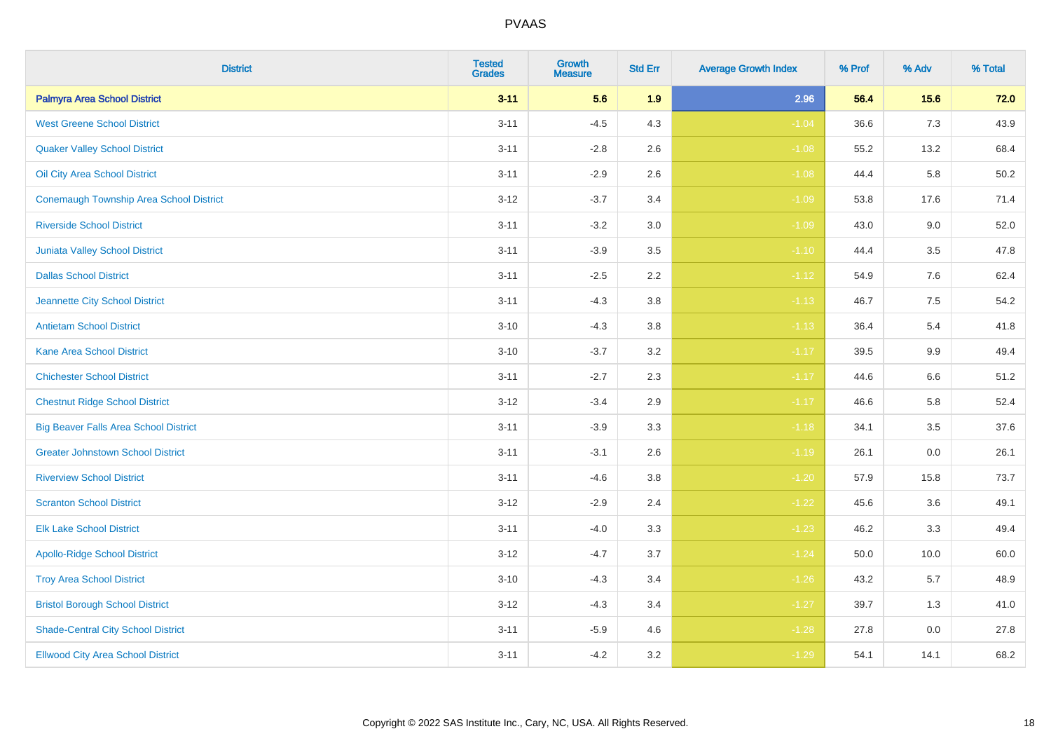PVAAS

| District | Tested Grades | Growth Measure | Std Err | Average Growth Index | % Prof | % Adv | % Total |
|---|---|---|---|---|---|---|---|
| **Palmyra Area School District** | **3-11** | **5.6** | **1.9** | **2.96** | **56.4** | **15.6** | **72.0** |
| West Greene School District | 3-11 | -4.5 | 4.3 | -1.04 | 36.6 | 7.3 | 43.9 |
| Quaker Valley School District | 3-11 | -2.8 | 2.6 | -1.08 | 55.2 | 13.2 | 68.4 |
| Oil City Area School District | 3-11 | -2.9 | 2.6 | -1.08 | 44.4 | 5.8 | 50.2 |
| Conemaugh Township Area School District | 3-12 | -3.7 | 3.4 | -1.09 | 53.8 | 17.6 | 71.4 |
| Riverside School District | 3-11 | -3.2 | 3.0 | -1.09 | 43.0 | 9.0 | 52.0 |
| Juniata Valley School District | 3-11 | -3.9 | 3.5 | -1.10 | 44.4 | 3.5 | 47.8 |
| Dallas School District | 3-11 | -2.5 | 2.2 | -1.12 | 54.9 | 7.6 | 62.4 |
| Jeannette City School District | 3-11 | -4.3 | 3.8 | -1.13 | 46.7 | 7.5 | 54.2 |
| Antietam School District | 3-10 | -4.3 | 3.8 | -1.13 | 36.4 | 5.4 | 41.8 |
| Kane Area School District | 3-10 | -3.7 | 3.2 | -1.17 | 39.5 | 9.9 | 49.4 |
| Chichester School District | 3-11 | -2.7 | 2.3 | -1.17 | 44.6 | 6.6 | 51.2 |
| Chestnut Ridge School District | 3-12 | -3.4 | 2.9 | -1.17 | 46.6 | 5.8 | 52.4 |
| Big Beaver Falls Area School District | 3-11 | -3.9 | 3.3 | -1.18 | 34.1 | 3.5 | 37.6 |
| Greater Johnstown School District | 3-11 | -3.1 | 2.6 | -1.19 | 26.1 | 0.0 | 26.1 |
| Riverview School District | 3-11 | -4.6 | 3.8 | -1.20 | 57.9 | 15.8 | 73.7 |
| Scranton School District | 3-12 | -2.9 | 2.4 | -1.22 | 45.6 | 3.6 | 49.1 |
| Elk Lake School District | 3-11 | -4.0 | 3.3 | -1.23 | 46.2 | 3.3 | 49.4 |
| Apollo-Ridge School District | 3-12 | -4.7 | 3.7 | -1.24 | 50.0 | 10.0 | 60.0 |
| Troy Area School District | 3-10 | -4.3 | 3.4 | -1.26 | 43.2 | 5.7 | 48.9 |
| Bristol Borough School District | 3-12 | -4.3 | 3.4 | -1.27 | 39.7 | 1.3 | 41.0 |
| Shade-Central City School District | 3-11 | -5.9 | 4.6 | -1.28 | 27.8 | 0.0 | 27.8 |
| Ellwood City Area School District | 3-11 | -4.2 | 3.2 | -1.29 | 54.1 | 14.1 | 68.2 |

Copyright © 2022 SAS Institute Inc., Cary, NC, USA. All Rights Reserved.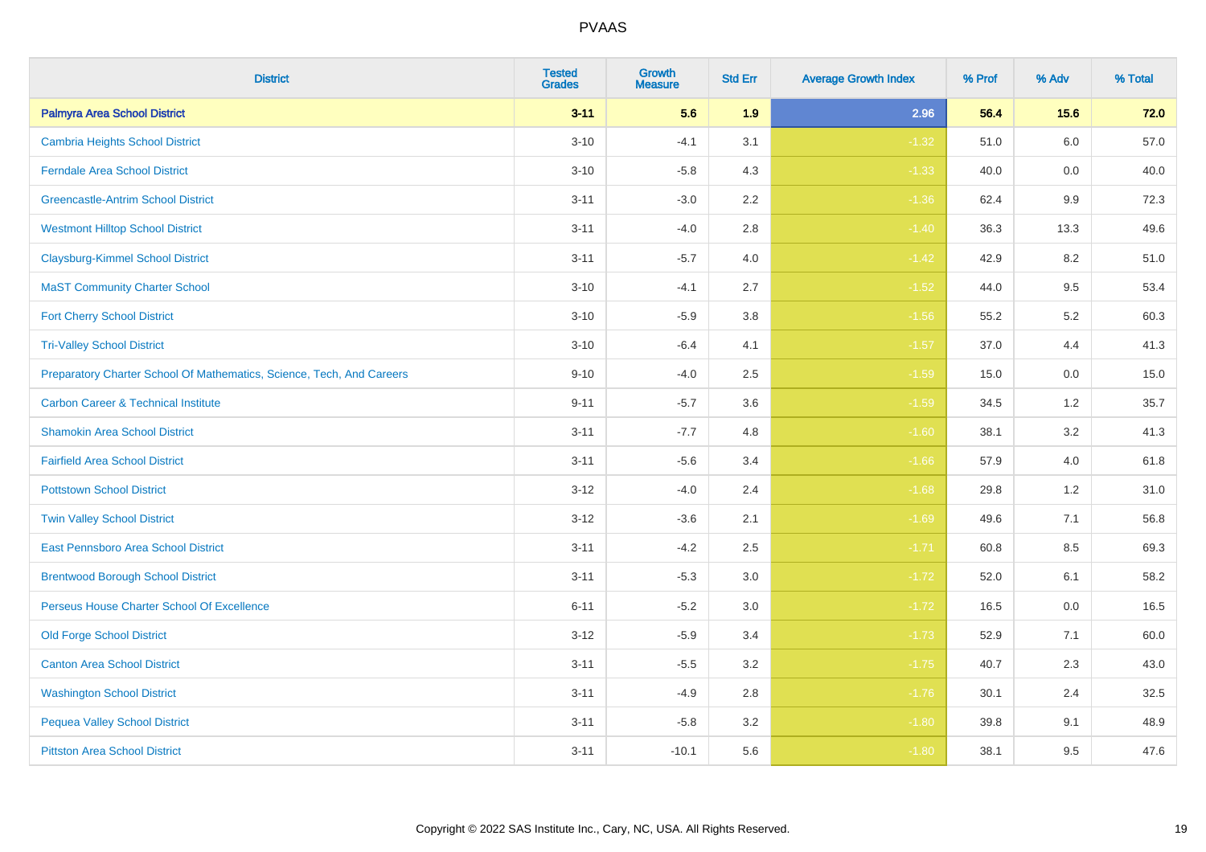| District | Tested Grades | Growth Measure | Std Err | Average Growth Index | % Prof | % Adv | % Total |
|---|---|---|---|---|---|---|---|
| **Palmyra Area School District** | **3-11** | **5.6** | **1.9** | **2.96** | **56.4** | **15.6** | **72.0** |
| Cambria Heights School District | 3-10 | -4.1 | 3.1 | -1.32 | 51.0 | 6.0 | 57.0 |
| Ferndale Area School District | 3-10 | -5.8 | 4.3 | -1.33 | 40.0 | 0.0 | 40.0 |
| Greencastle-Antrim School District | 3-11 | -3.0 | 2.2 | -1.36 | 62.4 | 9.9 | 72.3 |
| Westmont Hilltop School District | 3-11 | -4.0 | 2.8 | -1.40 | 36.3 | 13.3 | 49.6 |
| Claysburg-Kimmel School District | 3-11 | -5.7 | 4.0 | -1.42 | 42.9 | 8.2 | 51.0 |
| MaST Community Charter School | 3-10 | -4.1 | 2.7 | -1.52 | 44.0 | 9.5 | 53.4 |
| Fort Cherry School District | 3-10 | -5.9 | 3.8 | -1.56 | 55.2 | 5.2 | 60.3 |
| Tri-Valley School District | 3-10 | -6.4 | 4.1 | -1.57 | 37.0 | 4.4 | 41.3 |
| Preparatory Charter School Of Mathematics, Science, Tech, And Careers | 9-10 | -4.0 | 2.5 | -1.59 | 15.0 | 0.0 | 15.0 |
| Carbon Career & Technical Institute | 9-11 | -5.7 | 3.6 | -1.59 | 34.5 | 1.2 | 35.7 |
| Shamokin Area School District | 3-11 | -7.7 | 4.8 | -1.60 | 38.1 | 3.2 | 41.3 |
| Fairfield Area School District | 3-11 | -5.6 | 3.4 | -1.66 | 57.9 | 4.0 | 61.8 |
| Pottstown School District | 3-12 | -4.0 | 2.4 | -1.68 | 29.8 | 1.2 | 31.0 |
| Twin Valley School District | 3-12 | -3.6 | 2.1 | -1.69 | 49.6 | 7.1 | 56.8 |
| East Pennsboro Area School District | 3-11 | -4.2 | 2.5 | -1.71 | 60.8 | 8.5 | 69.3 |
| Brentwood Borough School District | 3-11 | -5.3 | 3.0 | -1.72 | 52.0 | 6.1 | 58.2 |
| Perseus House Charter School Of Excellence | 6-11 | -5.2 | 3.0 | -1.72 | 16.5 | 0.0 | 16.5 |
| Old Forge School District | 3-12 | -5.9 | 3.4 | -1.73 | 52.9 | 7.1 | 60.0 |
| Canton Area School District | 3-11 | -5.5 | 3.2 | -1.75 | 40.7 | 2.3 | 43.0 |
| Washington School District | 3-11 | -4.9 | 2.8 | -1.76 | 30.1 | 2.4 | 32.5 |
| Pequea Valley School District | 3-11 | -5.8 | 3.2 | -1.80 | 39.8 | 9.1 | 48.9 |
| Pittston Area School District | 3-11 | -10.1 | 5.6 | -1.80 | 38.1 | 9.5 | 47.6 |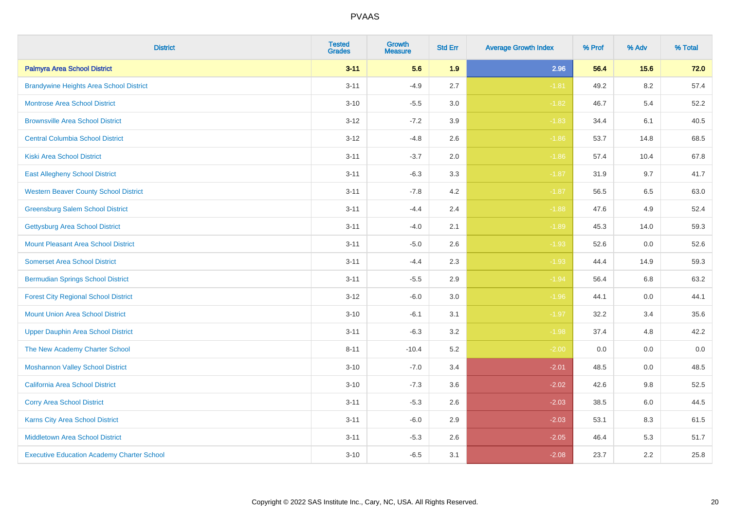# PVAAS

| District | Tested Grades | Growth Measure | Std Err | Average Growth Index | % Prof | % Adv | % Total |
|---|---|---|---|---|---|---|---|
| **Palmyra Area School District** | **3-11** | **5.6** | **1.9** | **2.96** | **56.4** | **15.6** | **72.0** |
| Brandywine Heights Area School District | 3-11 | -4.9 | 2.7 | -1.81 | 49.2 | 8.2 | 57.4 |
| Montrose Area School District | 3-10 | -5.5 | 3.0 | -1.82 | 46.7 | 5.4 | 52.2 |
| Brownsville Area School District | 3-12 | -7.2 | 3.9 | -1.83 | 34.4 | 6.1 | 40.5 |
| Central Columbia School District | 3-12 | -4.8 | 2.6 | -1.86 | 53.7 | 14.8 | 68.5 |
| Kiski Area School District | 3-11 | -3.7 | 2.0 | -1.86 | 57.4 | 10.4 | 67.8 |
| East Allegheny School District | 3-11 | -6.3 | 3.3 | -1.87 | 31.9 | 9.7 | 41.7 |
| Western Beaver County School District | 3-11 | -7.8 | 4.2 | -1.87 | 56.5 | 6.5 | 63.0 |
| Greensburg Salem School District | 3-11 | -4.4 | 2.4 | -1.88 | 47.6 | 4.9 | 52.4 |
| Gettysburg Area School District | 3-11 | -4.0 | 2.1 | -1.89 | 45.3 | 14.0 | 59.3 |
| Mount Pleasant Area School District | 3-11 | -5.0 | 2.6 | -1.93 | 52.6 | 0.0 | 52.6 |
| Somerset Area School District | 3-11 | -4.4 | 2.3 | -1.93 | 44.4 | 14.9 | 59.3 |
| Bermudian Springs School District | 3-11 | -5.5 | 2.9 | -1.94 | 56.4 | 6.8 | 63.2 |
| Forest City Regional School District | 3-12 | -6.0 | 3.0 | -1.96 | 44.1 | 0.0 | 44.1 |
| Mount Union Area School District | 3-10 | -6.1 | 3.1 | -1.97 | 32.2 | 3.4 | 35.6 |
| Upper Dauphin Area School District | 3-11 | -6.3 | 3.2 | -1.98 | 37.4 | 4.8 | 42.2 |
| The New Academy Charter School | 8-11 | -10.4 | 5.2 | -2.00 | 0.0 | 0.0 | 0.0 |
| Moshannon Valley School District | 3-10 | -7.0 | 3.4 | -2.01 | 48.5 | 0.0 | 48.5 |
| California Area School District | 3-10 | -7.3 | 3.6 | -2.02 | 42.6 | 9.8 | 52.5 |
| Corry Area School District | 3-11 | -5.3 | 2.6 | -2.03 | 38.5 | 6.0 | 44.5 |
| Karns City Area School District | 3-11 | -6.0 | 2.9 | -2.03 | 53.1 | 8.3 | 61.5 |
| Middletown Area School District | 3-11 | -5.3 | 2.6 | -2.05 | 46.4 | 5.3 | 51.7 |
| Executive Education Academy Charter School | 3-10 | -6.5 | 3.1 | -2.08 | 23.7 | 2.2 | 25.8 |

Copyright © 2022 SAS Institute Inc., Cary, NC, USA. All Rights Reserved.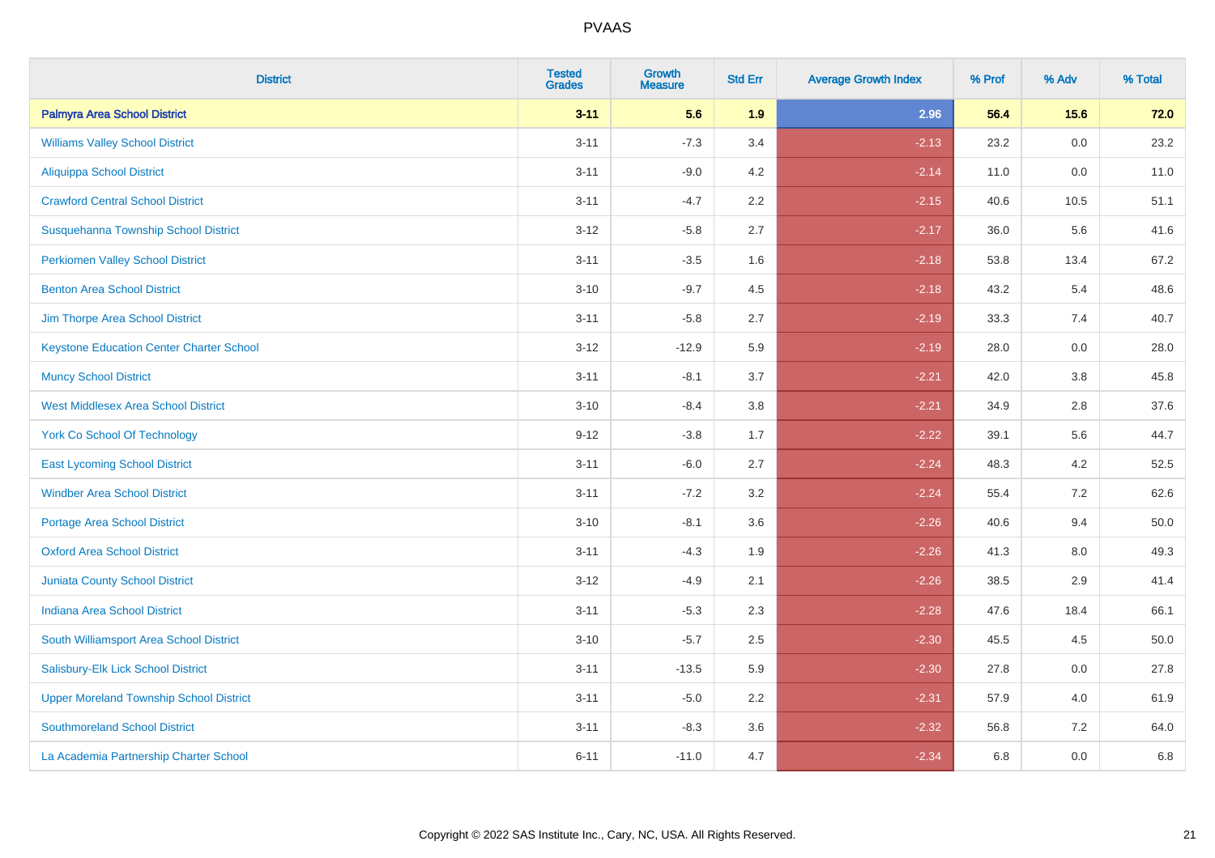PVAAS

| District | Tested Grades | Growth Measure | Std Err | Average Growth Index | % Prof | % Adv | % Total |
|---|---|---|---|---|---|---|---|
| **Palmyra Area School District** | **3-11** | **5.6** | **1.9** | **2.96** | **56.4** | **15.6** | **72.0** |
| Williams Valley School District | 3-11 | -7.3 | 3.4 | -2.13 | 23.2 | 0.0 | 23.2 |
| Aliquippa School District | 3-11 | -9.0 | 4.2 | -2.14 | 11.0 | 0.0 | 11.0 |
| Crawford Central School District | 3-11 | -4.7 | 2.2 | -2.15 | 40.6 | 10.5 | 51.1 |
| Susquehanna Township School District | 3-12 | -5.8 | 2.7 | -2.17 | 36.0 | 5.6 | 41.6 |
| Perkiomen Valley School District | 3-11 | -3.5 | 1.6 | -2.18 | 53.8 | 13.4 | 67.2 |
| Benton Area School District | 3-10 | -9.7 | 4.5 | -2.18 | 43.2 | 5.4 | 48.6 |
| Jim Thorpe Area School District | 3-11 | -5.8 | 2.7 | -2.19 | 33.3 | 7.4 | 40.7 |
| Keystone Education Center Charter School | 3-12 | -12.9 | 5.9 | -2.19 | 28.0 | 0.0 | 28.0 |
| Muncy School District | 3-11 | -8.1 | 3.7 | -2.21 | 42.0 | 3.8 | 45.8 |
| West Middlesex Area School District | 3-10 | -8.4 | 3.8 | -2.21 | 34.9 | 2.8 | 37.6 |
| York Co School Of Technology | 9-12 | -3.8 | 1.7 | -2.22 | 39.1 | 5.6 | 44.7 |
| East Lycoming School District | 3-11 | -6.0 | 2.7 | -2.24 | 48.3 | 4.2 | 52.5 |
| Windber Area School District | 3-11 | -7.2 | 3.2 | -2.24 | 55.4 | 7.2 | 62.6 |
| Portage Area School District | 3-10 | -8.1 | 3.6 | -2.26 | 40.6 | 9.4 | 50.0 |
| Oxford Area School District | 3-11 | -4.3 | 1.9 | -2.26 | 41.3 | 8.0 | 49.3 |
| Juniata County School District | 3-12 | -4.9 | 2.1 | -2.26 | 38.5 | 2.9 | 41.4 |
| Indiana Area School District | 3-11 | -5.3 | 2.3 | -2.28 | 47.6 | 18.4 | 66.1 |
| South Williamsport Area School District | 3-10 | -5.7 | 2.5 | -2.30 | 45.5 | 4.5 | 50.0 |
| Salisbury-Elk Lick School District | 3-11 | -13.5 | 5.9 | -2.30 | 27.8 | 0.0 | 27.8 |
| Upper Moreland Township School District | 3-11 | -5.0 | 2.2 | -2.31 | 57.9 | 4.0 | 61.9 |
| Southmoreland School District | 3-11 | -8.3 | 3.6 | -2.32 | 56.8 | 7.2 | 64.0 |
| La Academia Partnership Charter School | 6-11 | -11.0 | 4.7 | -2.34 | 6.8 | 0.0 | 6.8 |

Copyright © 2022 SAS Institute Inc., Cary, NC, USA. All Rights Reserved.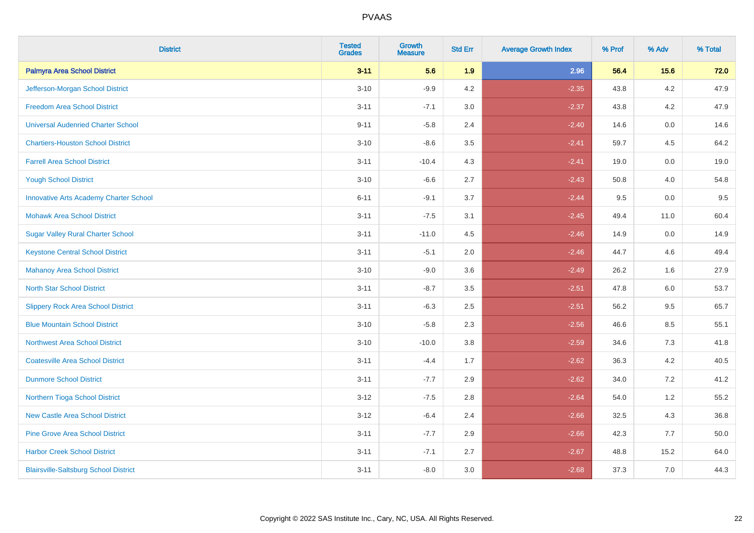| District | Tested Grades | Growth Measure | Std Err | Average Growth Index | % Prof | % Adv | % Total |
|---|---|---|---|---|---|---|---|
| **Palmyra Area School District** | **3-11** | **5.6** | **1.9** | **2.96** | **56.4** | **15.6** | **72.0** |
| Jefferson-Morgan School District | 3-10 | -9.9 | 4.2 | -2.35 | 43.8 | 4.2 | 47.9 |
| Freedom Area School District | 3-11 | -7.1 | 3.0 | -2.37 | 43.8 | 4.2 | 47.9 |
| Universal Audenried Charter School | 9-11 | -5.8 | 2.4 | -2.40 | 14.6 | 0.0 | 14.6 |
| Chartiers-Houston School District | 3-10 | -8.6 | 3.5 | -2.41 | 59.7 | 4.5 | 64.2 |
| Farrell Area School District | 3-11 | -10.4 | 4.3 | -2.41 | 19.0 | 0.0 | 19.0 |
| Yough School District | 3-10 | -6.6 | 2.7 | -2.43 | 50.8 | 4.0 | 54.8 |
| Innovative Arts Academy Charter School | 6-11 | -9.1 | 3.7 | -2.44 | 9.5 | 0.0 | 9.5 |
| Mohawk Area School District | 3-11 | -7.5 | 3.1 | -2.45 | 49.4 | 11.0 | 60.4 |
| Sugar Valley Rural Charter School | 3-11 | -11.0 | 4.5 | -2.46 | 14.9 | 0.0 | 14.9 |
| Keystone Central School District | 3-11 | -5.1 | 2.0 | -2.46 | 44.7 | 4.6 | 49.4 |
| Mahanoy Area School District | 3-10 | -9.0 | 3.6 | -2.49 | 26.2 | 1.6 | 27.9 |
| North Star School District | 3-11 | -8.7 | 3.5 | -2.51 | 47.8 | 6.0 | 53.7 |
| Slippery Rock Area School District | 3-11 | -6.3 | 2.5 | -2.51 | 56.2 | 9.5 | 65.7 |
| Blue Mountain School District | 3-10 | -5.8 | 2.3 | -2.56 | 46.6 | 8.5 | 55.1 |
| Northwest Area School District | 3-10 | -10.0 | 3.8 | -2.59 | 34.6 | 7.3 | 41.8 |
| Coatesville Area School District | 3-11 | -4.4 | 1.7 | -2.62 | 36.3 | 4.2 | 40.5 |
| Dunmore School District | 3-11 | -7.7 | 2.9 | -2.62 | 34.0 | 7.2 | 41.2 |
| Northern Tioga School District | 3-12 | -7.5 | 2.8 | -2.64 | 54.0 | 1.2 | 55.2 |
| New Castle Area School District | 3-12 | -6.4 | 2.4 | -2.66 | 32.5 | 4.3 | 36.8 |
| Pine Grove Area School District | 3-11 | -7.7 | 2.9 | -2.66 | 42.3 | 7.7 | 50.0 |
| Harbor Creek School District | 3-11 | -7.1 | 2.7 | -2.67 | 48.8 | 15.2 | 64.0 |
| Blairsville-Saltsburg School District | 3-11 | -8.0 | 3.0 | -2.68 | 37.3 | 7.0 | 44.3 |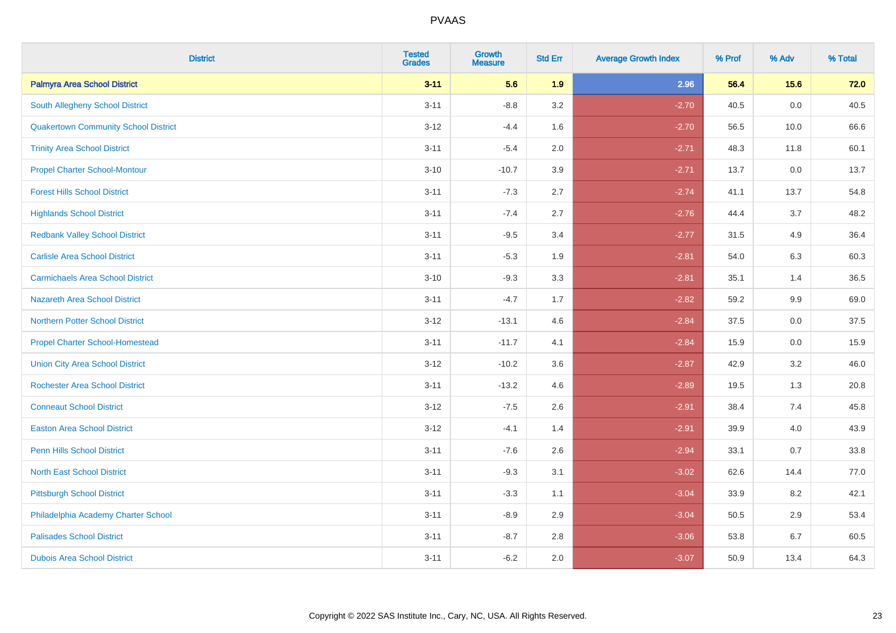# PVAAS

| District | Tested Grades | Growth Measure | Std Err | Average Growth Index | % Prof | % Adv | % Total |
|---|---|---|---|---|---|---|---|
| **Palmyra Area School District** | **3-11** | **5.6** | **1.9** | **2.96** | **56.4** | **15.6** | **72.0** |
| South Allegheny School District | 3-11 | -8.8 | 3.2 | -2.70 | 40.5 | 0.0 | 40.5 |
| Quakertown Community School District | 3-12 | -4.4 | 1.6 | -2.70 | 56.5 | 10.0 | 66.6 |
| Trinity Area School District | 3-11 | -5.4 | 2.0 | -2.71 | 48.3 | 11.8 | 60.1 |
| Propel Charter School-Montour | 3-10 | -10.7 | 3.9 | -2.71 | 13.7 | 0.0 | 13.7 |
| Forest Hills School District | 3-11 | -7.3 | 2.7 | -2.74 | 41.1 | 13.7 | 54.8 |
| Highlands School District | 3-11 | -7.4 | 2.7 | -2.76 | 44.4 | 3.7 | 48.2 |
| Redbank Valley School District | 3-11 | -9.5 | 3.4 | -2.77 | 31.5 | 4.9 | 36.4 |
| Carlisle Area School District | 3-11 | -5.3 | 1.9 | -2.81 | 54.0 | 6.3 | 60.3 |
| Carmichaels Area School District | 3-10 | -9.3 | 3.3 | -2.81 | 35.1 | 1.4 | 36.5 |
| Nazareth Area School District | 3-11 | -4.7 | 1.7 | -2.82 | 59.2 | 9.9 | 69.0 |
| Northern Potter School District | 3-12 | -13.1 | 4.6 | -2.84 | 37.5 | 0.0 | 37.5 |
| Propel Charter School-Homestead | 3-11 | -11.7 | 4.1 | -2.84 | 15.9 | 0.0 | 15.9 |
| Union City Area School District | 3-12 | -10.2 | 3.6 | -2.87 | 42.9 | 3.2 | 46.0 |
| Rochester Area School District | 3-11 | -13.2 | 4.6 | -2.89 | 19.5 | 1.3 | 20.8 |
| Conneaut School District | 3-12 | -7.5 | 2.6 | -2.91 | 38.4 | 7.4 | 45.8 |
| Easton Area School District | 3-12 | -4.1 | 1.4 | -2.91 | 39.9 | 4.0 | 43.9 |
| Penn Hills School District | 3-11 | -7.6 | 2.6 | -2.94 | 33.1 | 0.7 | 33.8 |
| North East School District | 3-11 | -9.3 | 3.1 | -3.02 | 62.6 | 14.4 | 77.0 |
| Pittsburgh School District | 3-11 | -3.3 | 1.1 | -3.04 | 33.9 | 8.2 | 42.1 |
| Philadelphia Academy Charter School | 3-11 | -8.9 | 2.9 | -3.04 | 50.5 | 2.9 | 53.4 |
| Palisades School District | 3-11 | -8.7 | 2.8 | -3.06 | 53.8 | 6.7 | 60.5 |
| Dubois Area School District | 3-11 | -6.2 | 2.0 | -3.07 | 50.9 | 13.4 | 64.3 |

Copyright © 2022 SAS Institute Inc., Cary, NC, USA. All Rights Reserved.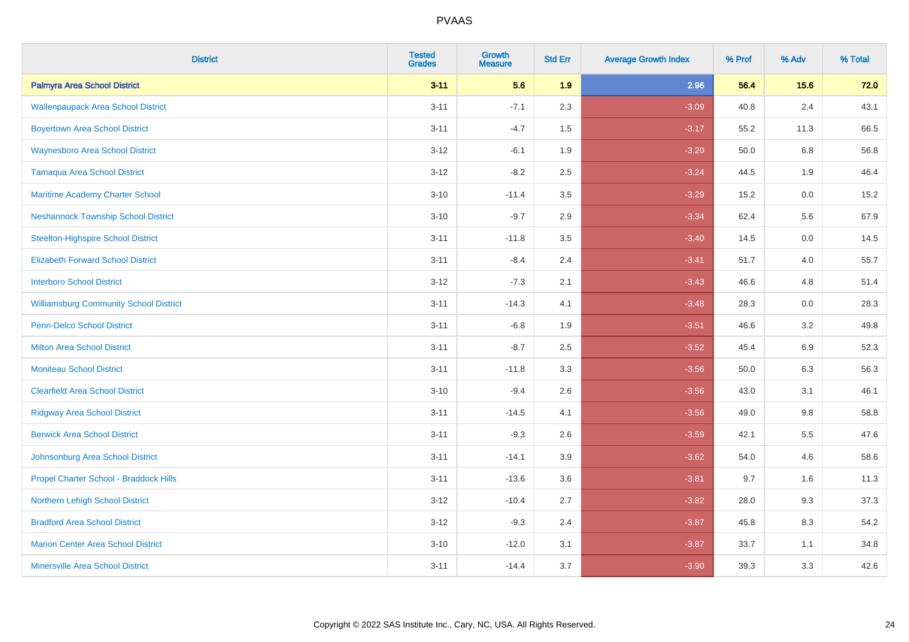# PVAAS

| District | Tested Grades | Growth Measure | Std Err | Average Growth Index | % Prof | % Adv | % Total |
|---|---|---|---|---|---|---|---|
| **Palmyra Area School District** | **3-11** | **5.6** | **1.9** | **2.96** | **56.4** | **15.6** | **72.0** |
| Wallenpaupack Area School District | 3-11 | -7.1 | 2.3 | -3.09 | 40.8 | 2.4 | 43.1 |
| Boyertown Area School District | 3-11 | -4.7 | 1.5 | -3.17 | 55.2 | 11.3 | 66.5 |
| Waynesboro Area School District | 3-12 | -6.1 | 1.9 | -3.20 | 50.0 | 6.8 | 56.8 |
| Tamaqua Area School District | 3-12 | -8.2 | 2.5 | -3.24 | 44.5 | 1.9 | 46.4 |
| Maritime Academy Charter School | 3-10 | -11.4 | 3.5 | -3.29 | 15.2 | 0.0 | 15.2 |
| Neshannock Township School District | 3-10 | -9.7 | 2.9 | -3.34 | 62.4 | 5.6 | 67.9 |
| Steelton-Highspire School District | 3-11 | -11.8 | 3.5 | -3.40 | 14.5 | 0.0 | 14.5 |
| Elizabeth Forward School District | 3-11 | -8.4 | 2.4 | -3.41 | 51.7 | 4.0 | 55.7 |
| Interboro School District | 3-12 | -7.3 | 2.1 | -3.43 | 46.6 | 4.8 | 51.4 |
| Williamsburg Community School District | 3-11 | -14.3 | 4.1 | -3.48 | 28.3 | 0.0 | 28.3 |
| Penn-Delco School District | 3-11 | -6.8 | 1.9 | -3.51 | 46.6 | 3.2 | 49.8 |
| Milton Area School District | 3-11 | -8.7 | 2.5 | -3.52 | 45.4 | 6.9 | 52.3 |
| Moniteau School District | 3-11 | -11.8 | 3.3 | -3.56 | 50.0 | 6.3 | 56.3 |
| Clearfield Area School District | 3-10 | -9.4 | 2.6 | -3.56 | 43.0 | 3.1 | 46.1 |
| Ridgway Area School District | 3-11 | -14.5 | 4.1 | -3.56 | 49.0 | 9.8 | 58.8 |
| Berwick Area School District | 3-11 | -9.3 | 2.6 | -3.59 | 42.1 | 5.5 | 47.6 |
| Johnsonburg Area School District | 3-11 | -14.1 | 3.9 | -3.62 | 54.0 | 4.6 | 58.6 |
| Propel Charter School - Braddock Hills | 3-11 | -13.6 | 3.6 | -3.81 | 9.7 | 1.6 | 11.3 |
| Northern Lehigh School District | 3-12 | -10.4 | 2.7 | -3.82 | 28.0 | 9.3 | 37.3 |
| Bradford Area School District | 3-12 | -9.3 | 2.4 | -3.87 | 45.8 | 8.3 | 54.2 |
| Marion Center Area School District | 3-10 | -12.0 | 3.1 | -3.87 | 33.7 | 1.1 | 34.8 |
| Minersville Area School District | 3-11 | -14.4 | 3.7 | -3.90 | 39.3 | 3.3 | 42.6 |

Copyright © 2022 SAS Institute Inc., Cary, NC, USA. All Rights Reserved.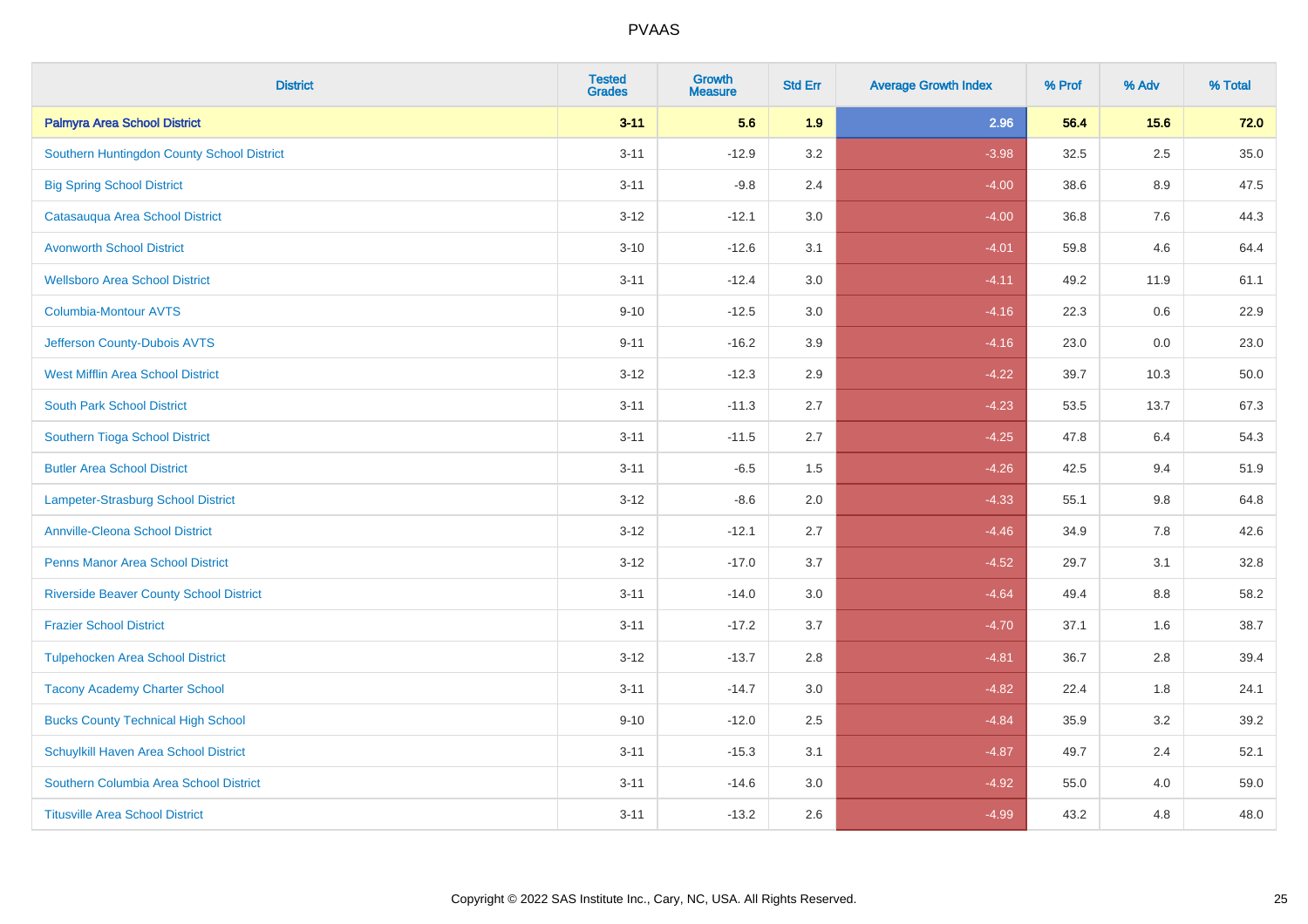# PVAAS

| District | Tested Grades | Growth Measure | Std Err | Average Growth Index | % Prof | % Adv | % Total |
|---|---|---|---|---|---|---|---|
| **Palmyra Area School District** | **3-11** | **5.6** | **1.9** | **2.96** | **56.4** | **15.6** | **72.0** |
| Southern Huntingdon County School District | 3-11 | -12.9 | 3.2 | -3.98 | 32.5 | 2.5 | 35.0 |
| Big Spring School District | 3-11 | -9.8 | 2.4 | -4.00 | 38.6 | 8.9 | 47.5 |
| Catasauqua Area School District | 3-12 | -12.1 | 3.0 | -4.00 | 36.8 | 7.6 | 44.3 |
| Avonworth School District | 3-10 | -12.6 | 3.1 | -4.01 | 59.8 | 4.6 | 64.4 |
| Wellsboro Area School District | 3-11 | -12.4 | 3.0 | -4.11 | 49.2 | 11.9 | 61.1 |
| Columbia-Montour AVTS | 9-10 | -12.5 | 3.0 | -4.16 | 22.3 | 0.6 | 22.9 |
| Jefferson County-Dubois AVTS | 9-11 | -16.2 | 3.9 | -4.16 | 23.0 | 0.0 | 23.0 |
| West Mifflin Area School District | 3-12 | -12.3 | 2.9 | -4.22 | 39.7 | 10.3 | 50.0 |
| South Park School District | 3-11 | -11.3 | 2.7 | -4.23 | 53.5 | 13.7 | 67.3 |
| Southern Tioga School District | 3-11 | -11.5 | 2.7 | -4.25 | 47.8 | 6.4 | 54.3 |
| Butler Area School District | 3-11 | -6.5 | 1.5 | -4.26 | 42.5 | 9.4 | 51.9 |
| Lampeter-Strasburg School District | 3-12 | -8.6 | 2.0 | -4.33 | 55.1 | 9.8 | 64.8 |
| Annville-Cleona School District | 3-12 | -12.1 | 2.7 | -4.46 | 34.9 | 7.8 | 42.6 |
| Penns Manor Area School District | 3-12 | -17.0 | 3.7 | -4.52 | 29.7 | 3.1 | 32.8 |
| Riverside Beaver County School District | 3-11 | -14.0 | 3.0 | -4.64 | 49.4 | 8.8 | 58.2 |
| Frazier School District | 3-11 | -17.2 | 3.7 | -4.70 | 37.1 | 1.6 | 38.7 |
| Tulpehocken Area School District | 3-12 | -13.7 | 2.8 | -4.81 | 36.7 | 2.8 | 39.4 |
| Tacony Academy Charter School | 3-11 | -14.7 | 3.0 | -4.82 | 22.4 | 1.8 | 24.1 |
| Bucks County Technical High School | 9-10 | -12.0 | 2.5 | -4.84 | 35.9 | 3.2 | 39.2 |
| Schuylkill Haven Area School District | 3-11 | -15.3 | 3.1 | -4.87 | 49.7 | 2.4 | 52.1 |
| Southern Columbia Area School District | 3-11 | -14.6 | 3.0 | -4.92 | 55.0 | 4.0 | 59.0 |
| Titusville Area School District | 3-11 | -13.2 | 2.6 | -4.99 | 43.2 | 4.8 | 48.0 |

Copyright © 2022 SAS Institute Inc., Cary, NC, USA. All Rights Reserved.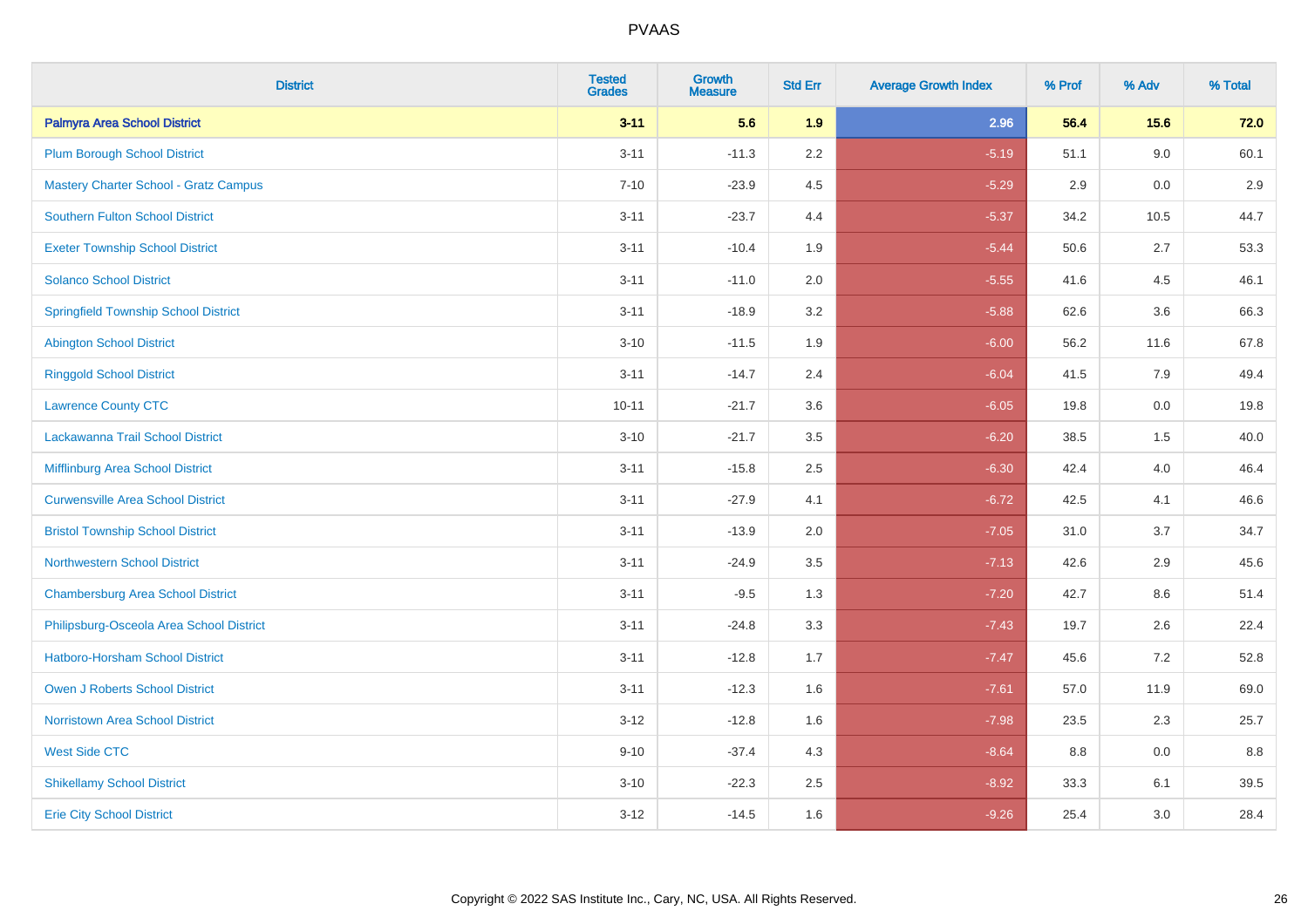| District | Tested Grades | Growth Measure | Std Err | Average Growth Index | % Prof | % Adv | % Total |
|---|---|---|---|---|---|---|---|
| **Palmyra Area School District** | **3-11** | **5.6** | **1.9** | **2.96** | **56.4** | **15.6** | **72.0** |
| Plum Borough School District | 3-11 | -11.3 | 2.2 | -5.19 | 51.1 | 9.0 | 60.1 |
| Mastery Charter School - Gratz Campus | 7-10 | -23.9 | 4.5 | -5.29 | 2.9 | 0.0 | 2.9 |
| Southern Fulton School District | 3-11 | -23.7 | 4.4 | -5.37 | 34.2 | 10.5 | 44.7 |
| Exeter Township School District | 3-11 | -10.4 | 1.9 | -5.44 | 50.6 | 2.7 | 53.3 |
| Solanco School District | 3-11 | -11.0 | 2.0 | -5.55 | 41.6 | 4.5 | 46.1 |
| Springfield Township School District | 3-11 | -18.9 | 3.2 | -5.88 | 62.6 | 3.6 | 66.3 |
| Abington School District | 3-10 | -11.5 | 1.9 | -6.00 | 56.2 | 11.6 | 67.8 |
| Ringgold School District | 3-11 | -14.7 | 2.4 | -6.04 | 41.5 | 7.9 | 49.4 |
| Lawrence County CTC | 10-11 | -21.7 | 3.6 | -6.05 | 19.8 | 0.0 | 19.8 |
| Lackawanna Trail School District | 3-10 | -21.7 | 3.5 | -6.20 | 38.5 | 1.5 | 40.0 |
| Mifflinburg Area School District | 3-11 | -15.8 | 2.5 | -6.30 | 42.4 | 4.0 | 46.4 |
| Curwensville Area School District | 3-11 | -27.9 | 4.1 | -6.72 | 42.5 | 4.1 | 46.6 |
| Bristol Township School District | 3-11 | -13.9 | 2.0 | -7.05 | 31.0 | 3.7 | 34.7 |
| Northwestern School District | 3-11 | -24.9 | 3.5 | -7.13 | 42.6 | 2.9 | 45.6 |
| Chambersburg Area School District | 3-11 | -9.5 | 1.3 | -7.20 | 42.7 | 8.6 | 51.4 |
| Philipsburg-Osceola Area School District | 3-11 | -24.8 | 3.3 | -7.43 | 19.7 | 2.6 | 22.4 |
| Hatboro-Horsham School District | 3-11 | -12.8 | 1.7 | -7.47 | 45.6 | 7.2 | 52.8 |
| Owen J Roberts School District | 3-11 | -12.3 | 1.6 | -7.61 | 57.0 | 11.9 | 69.0 |
| Norristown Area School District | 3-12 | -12.8 | 1.6 | -7.98 | 23.5 | 2.3 | 25.7 |
| West Side CTC | 9-10 | -37.4 | 4.3 | -8.64 | 8.8 | 0.0 | 8.8 |
| Shikellamy School District | 3-10 | -22.3 | 2.5 | -8.92 | 33.3 | 6.1 | 39.5 |
| Erie City School District | 3-12 | -14.5 | 1.6 | -9.26 | 25.4 | 3.0 | 28.4 |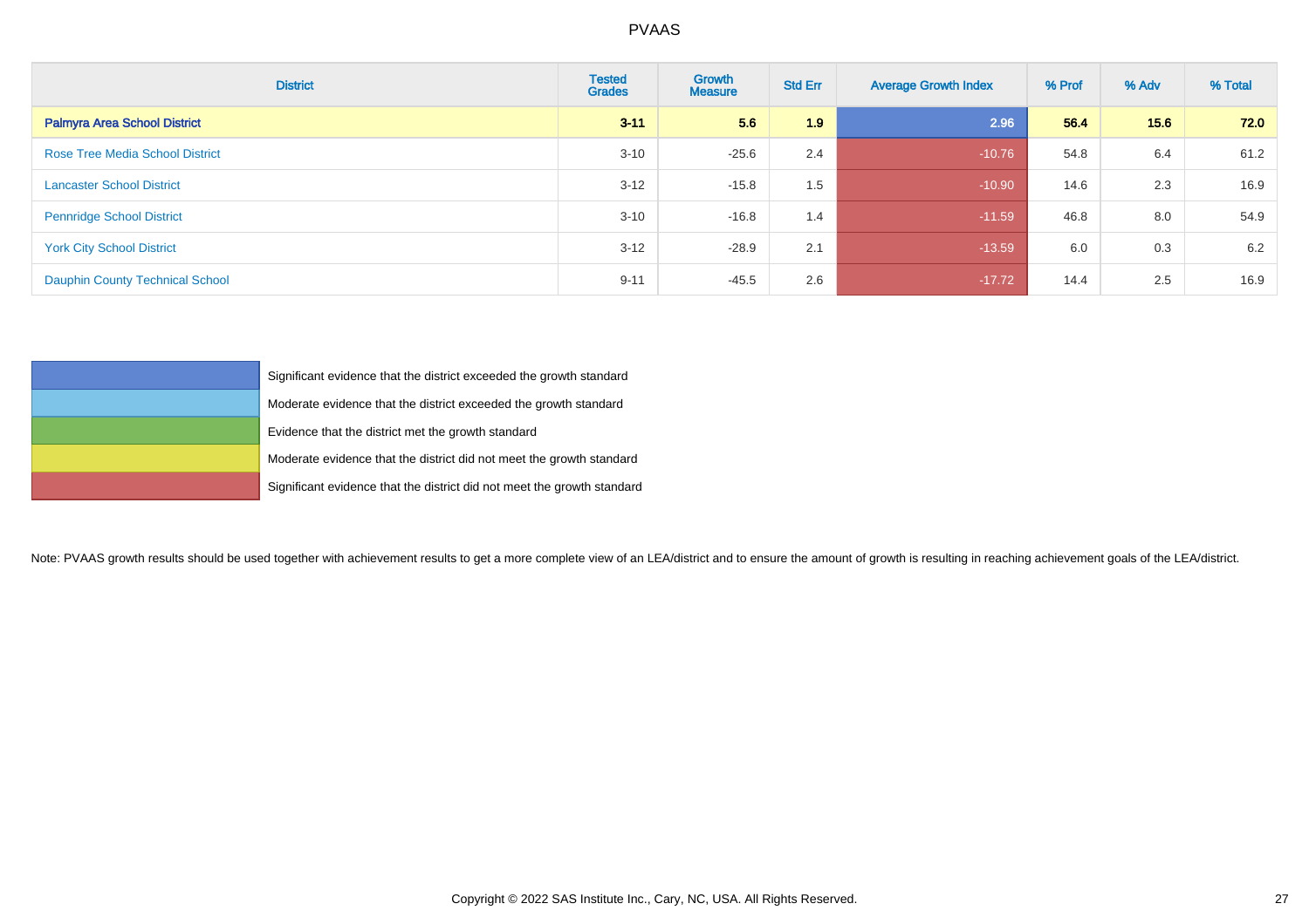# PVAAS

| District | Tested Grades | Growth Measure | Std Err | Average Growth Index | % Prof | % Adv | % Total |
|---|---|---|---|---|---|---|---|
| **Palmyra Area School District** | **3-11** | **5.6** | **1.9** | **2.96** | **56.4** | **15.6** | **72.0** |
| Rose Tree Media School District | 3-10 | -25.6 | 2.4 | -10.76 | 54.8 | 6.4 | 61.2 |
| Lancaster School District | 3-12 | -15.8 | 1.5 | -10.90 | 14.6 | 2.3 | 16.9 |
| Pennridge School District | 3-10 | -16.8 | 1.4 | -11.59 | 46.8 | 8.0 | 54.9 |
| York City School District | 3-12 | -28.9 | 2.1 | -13.59 | 6.0 | 0.3 | 6.2 |
| Dauphin County Technical School | 9-11 | -45.5 | 2.6 | -17.72 | 14.4 | 2.5 | 16.9 |

Significant evidence that the district exceeded the growth standard

Moderate evidence that the district exceeded the growth standard

Evidence that the district met the growth standard

Moderate evidence that the district did not meet the growth standard

Significant evidence that the district did not meet the growth standard

Note: PVAAS growth results should be used together with achievement results to get a more complete view of an LEA/district and to ensure the amount of growth is resulting in reaching achievement goals of the LEA/district.

Copyright © 2022 SAS Institute Inc., Cary, NC, USA. All Rights Reserved.